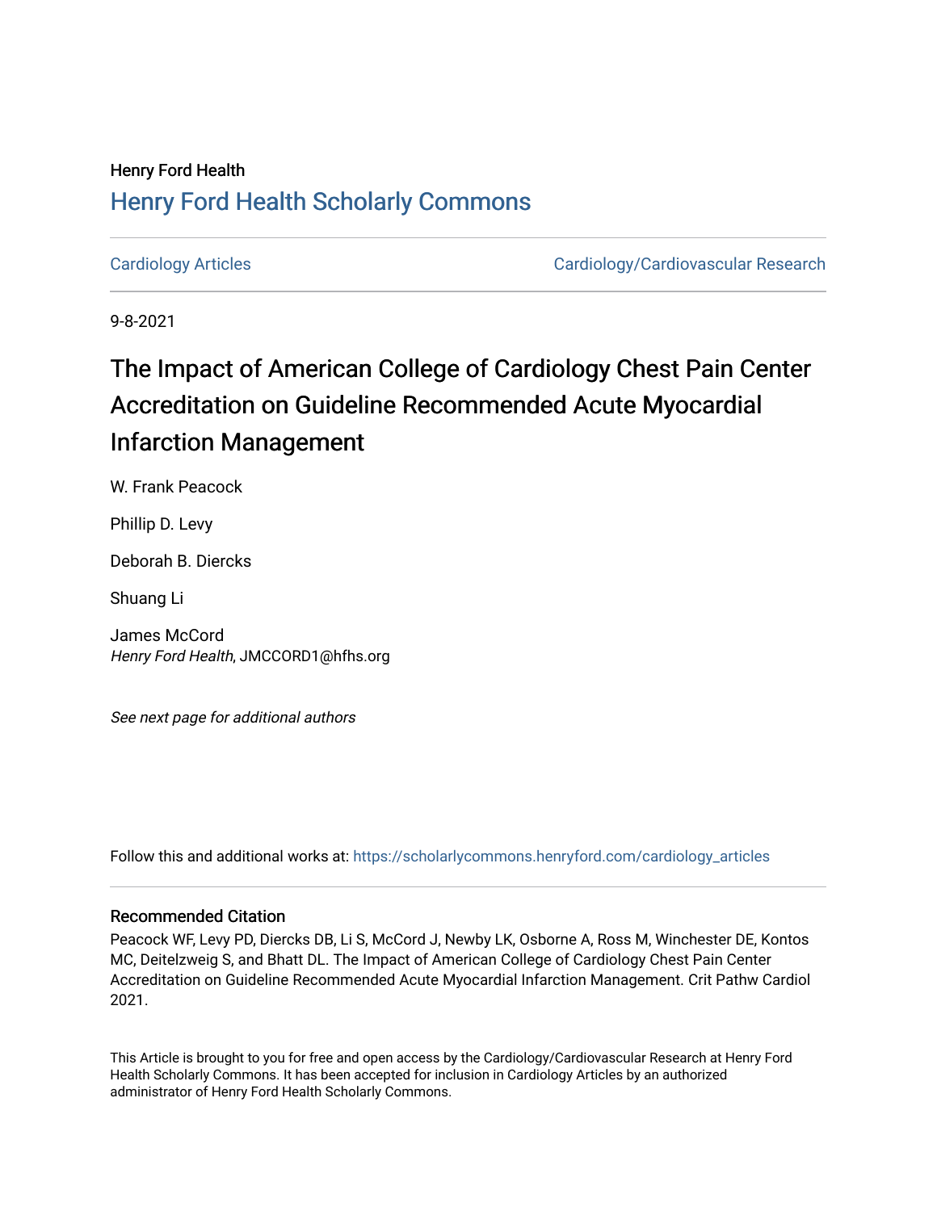Henry Ford Health

## Henry Ford Health Scholarly Commons

Cardiology Articles

Cardiology/Cardiovascular Research

9-8-2021

# The Impact of American College of Cardiology Chest Pain Center Accreditation on Guideline Recommended Acute Myocardial Infarction Management

W. Frank Peacock

Phillip D. Levy

Deborah B. Diercks

Shuang Li

James McCord
*Henry Ford Health*, JMCCORD1@hfhs.org

*See next page for additional authors*

Follow this and additional works at: https://scholarlycommons.henryford.com/cardiology_articles

### Recommended Citation

Peacock WF, Levy PD, Diercks DB, Li S, McCord J, Newby LK, Osborne A, Ross M, Winchester DE, Kontos MC, Deitelzweig S, and Bhatt DL. The Impact of American College of Cardiology Chest Pain Center Accreditation on Guideline Recommended Acute Myocardial Infarction Management. Crit Pathw Cardiol 2021.

This Article is brought to you for free and open access by the Cardiology/Cardiovascular Research at Henry Ford Health Scholarly Commons. It has been accepted for inclusion in Cardiology Articles by an authorized administrator of Henry Ford Health Scholarly Commons.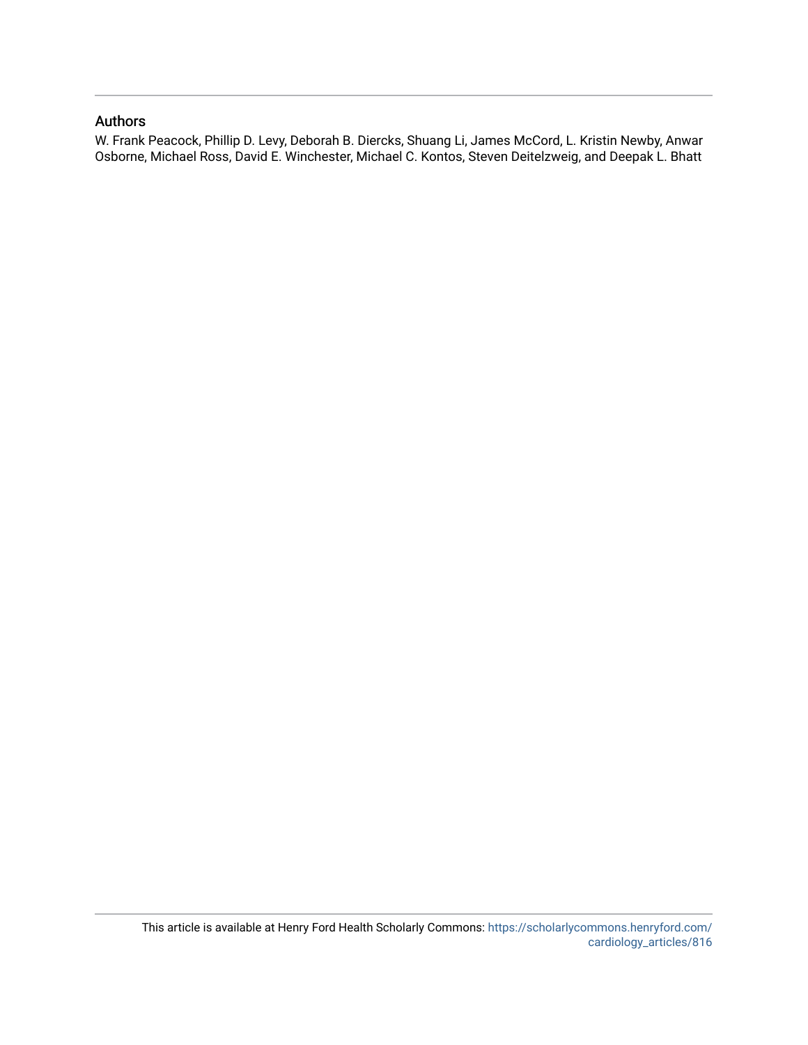## Authors

W. Frank Peacock, Phillip D. Levy, Deborah B. Diercks, Shuang Li, James McCord, L. Kristin Newby, Anwar Osborne, Michael Ross, David E. Winchester, Michael C. Kontos, Steven Deitelzweig, and Deepak L. Bhatt

This article is available at Henry Ford Health Scholarly Commons: https://scholarlycommons.henryford.com/cardiology_articles/816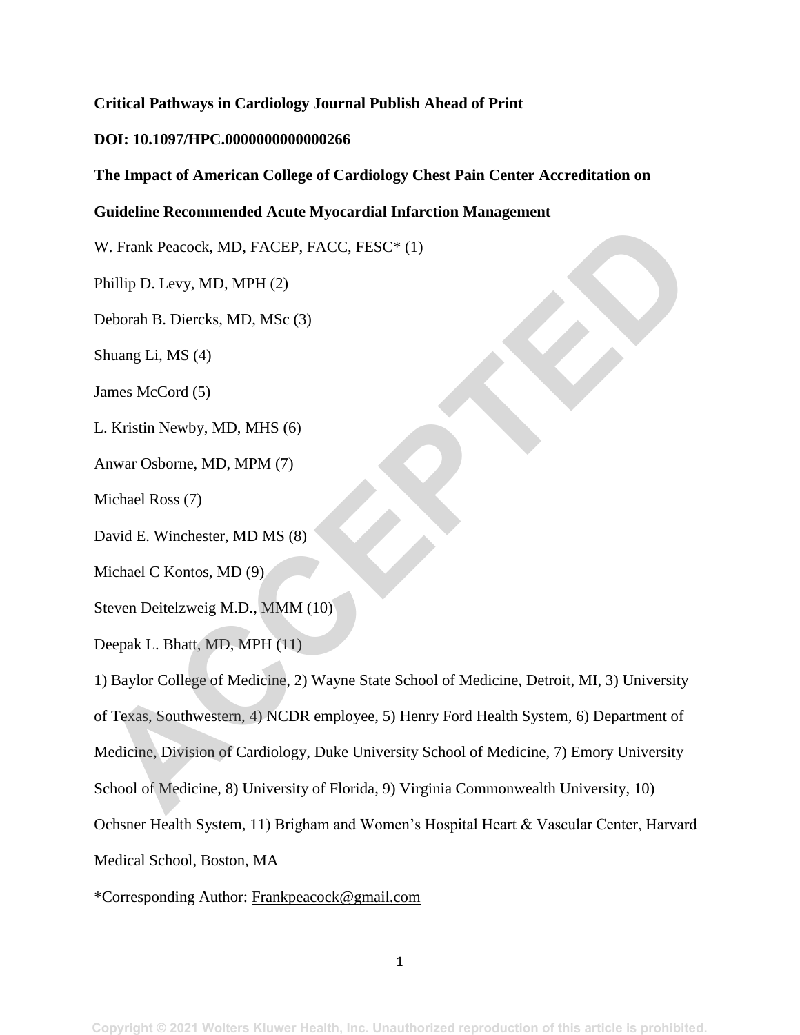**Critical Pathways in Cardiology Journal Publish Ahead of Print**

**DOI: 10.1097/HPC.0000000000000266**

**The Impact of American College of Cardiology Chest Pain Center Accreditation on Guideline Recommended Acute Myocardial Infarction Management**

W. Frank Peacock, MD, FACEP, FACC, FESC* (1)

Phillip D. Levy, MD, MPH (2)

Deborah B. Diercks, MD, MSc (3)

Shuang Li, MS (4)

James McCord (5)

L. Kristin Newby, MD, MHS (6)

Anwar Osborne, MD, MPM (7)

Michael Ross (7)

David E. Winchester, MD MS (8)

Michael C Kontos, MD (9)

Steven Deitelzweig M.D., MMM (10)

Deepak L. Bhatt, MD, MPH (11)

1) Baylor College of Medicine, 2) Wayne State School of Medicine, Detroit, MI, 3) University of Texas, Southwestern, 4) NCDR employee, 5) Henry Ford Health System, 6) Department of Medicine, Division of Cardiology, Duke University School of Medicine, 7) Emory University School of Medicine, 8) University of Florida, 9) Virginia Commonwealth University, 10) Ochsner Health System, 11) Brigham and Women's Hospital Heart & Vascular Center, Harvard Medical School, Boston, MA

*Corresponding Author: Frankpeacock@gmail.com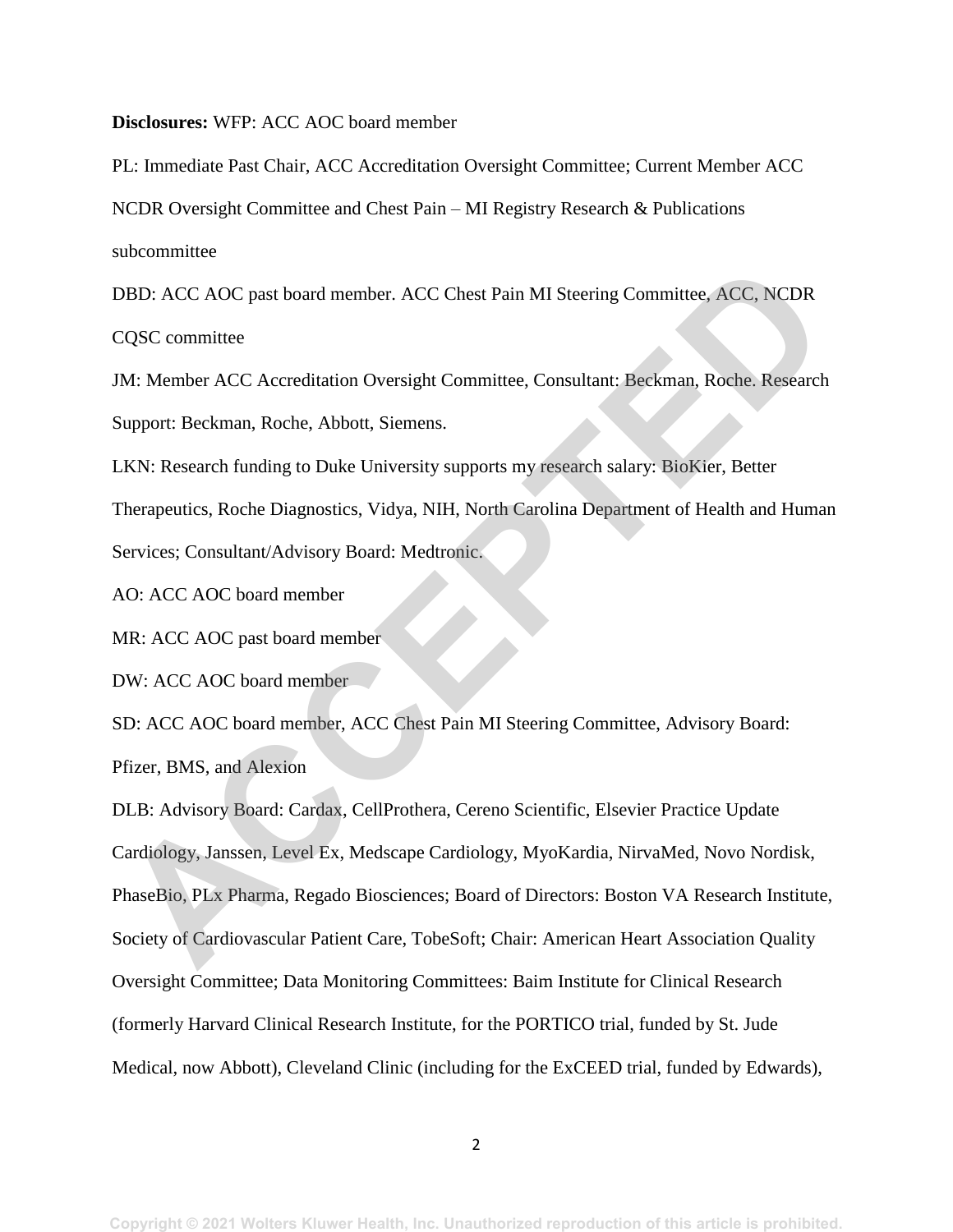**Disclosures:** WFP: ACC AOC board member

PL: Immediate Past Chair, ACC Accreditation Oversight Committee; Current Member ACC NCDR Oversight Committee and Chest Pain – MI Registry Research & Publications subcommittee

DBD: ACC AOC past board member. ACC Chest Pain MI Steering Committee, ACC, NCDR CQSC committee

JM: Member ACC Accreditation Oversight Committee, Consultant: Beckman, Roche. Research Support: Beckman, Roche, Abbott, Siemens.

LKN: Research funding to Duke University supports my research salary: BioKier, Better Therapeutics, Roche Diagnostics, Vidya, NIH, North Carolina Department of Health and Human Services; Consultant/Advisory Board: Medtronic.

AO: ACC AOC board member

MR: ACC AOC past board member

DW: ACC AOC board member

SD: ACC AOC board member, ACC Chest Pain MI Steering Committee, Advisory Board: Pfizer, BMS, and Alexion

DLB: Advisory Board: Cardax, CellProthera, Cereno Scientific, Elsevier Practice Update Cardiology, Janssen, Level Ex, Medscape Cardiology, MyoKardia, NirvaMed, Novo Nordisk, PhaseBio, PLx Pharma, Regado Biosciences; Board of Directors: Boston VA Research Institute, Society of Cardiovascular Patient Care, TobeSoft; Chair: American Heart Association Quality Oversight Committee; Data Monitoring Committees: Baim Institute for Clinical Research (formerly Harvard Clinical Research Institute, for the PORTICO trial, funded by St. Jude Medical, now Abbott), Cleveland Clinic (including for the ExCEED trial, funded by Edwards),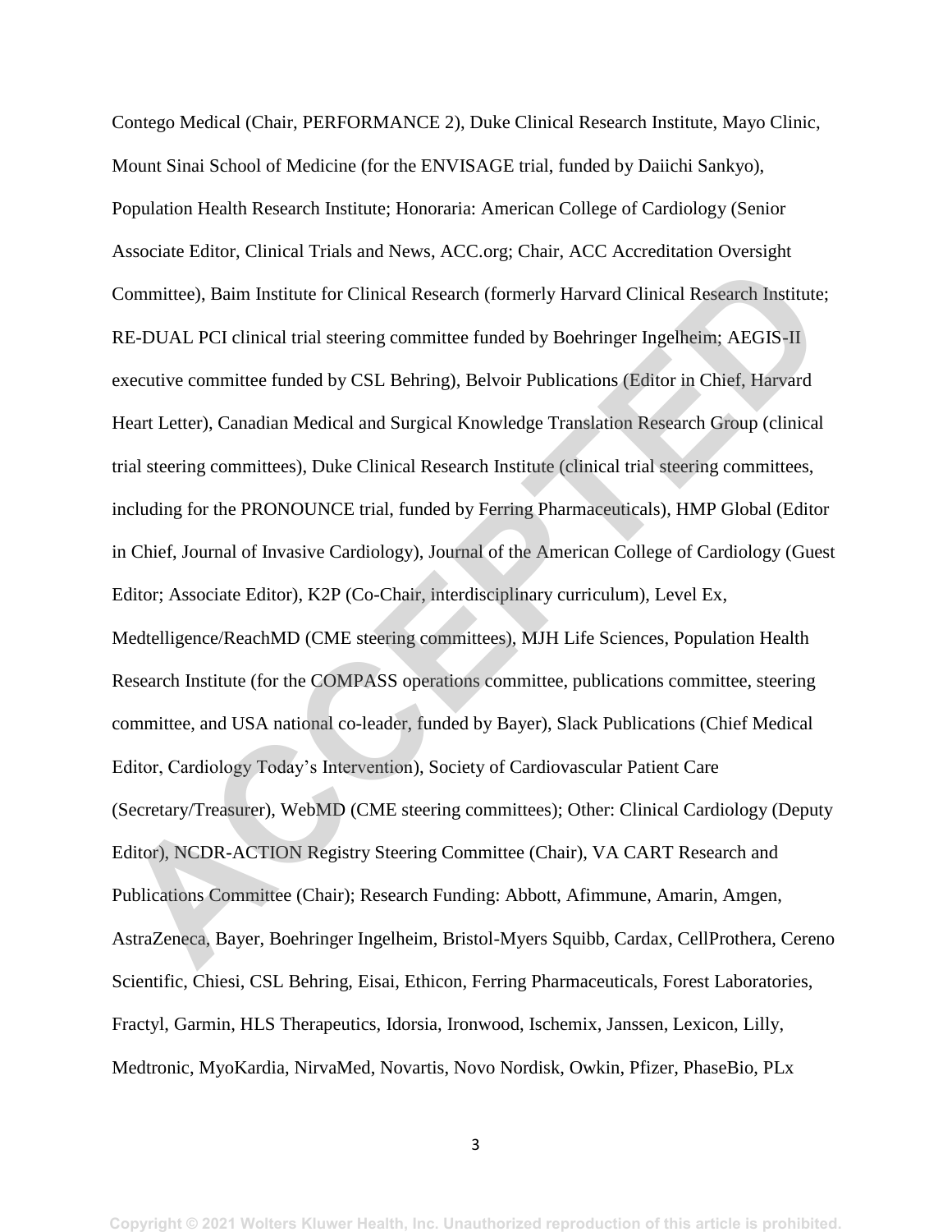Contego Medical (Chair, PERFORMANCE 2), Duke Clinical Research Institute, Mayo Clinic, Mount Sinai School of Medicine (for the ENVISAGE trial, funded by Daiichi Sankyo), Population Health Research Institute; Honoraria: American College of Cardiology (Senior Associate Editor, Clinical Trials and News, ACC.org; Chair, ACC Accreditation Oversight Committee), Baim Institute for Clinical Research (formerly Harvard Clinical Research Institute; RE-DUAL PCI clinical trial steering committee funded by Boehringer Ingelheim; AEGIS-II executive committee funded by CSL Behring), Belvoir Publications (Editor in Chief, Harvard Heart Letter), Canadian Medical and Surgical Knowledge Translation Research Group (clinical trial steering committees), Duke Clinical Research Institute (clinical trial steering committees, including for the PRONOUNCE trial, funded by Ferring Pharmaceuticals), HMP Global (Editor in Chief, Journal of Invasive Cardiology), Journal of the American College of Cardiology (Guest Editor; Associate Editor), K2P (Co-Chair, interdisciplinary curriculum), Level Ex, Medtelligence/ReachMD (CME steering committees), MJH Life Sciences, Population Health Research Institute (for the COMPASS operations committee, publications committee, steering committee, and USA national co-leader, funded by Bayer), Slack Publications (Chief Medical Editor, Cardiology Today's Intervention), Society of Cardiovascular Patient Care (Secretary/Treasurer), WebMD (CME steering committees); Other: Clinical Cardiology (Deputy Editor), NCDR-ACTION Registry Steering Committee (Chair), VA CART Research and Publications Committee (Chair); Research Funding: Abbott, Afimmune, Amarin, Amgen, AstraZeneca, Bayer, Boehringer Ingelheim, Bristol-Myers Squibb, Cardax, CellProthera, Cereno Scientific, Chiesi, CSL Behring, Eisai, Ethicon, Ferring Pharmaceuticals, Forest Laboratories, Fractyl, Garmin, HLS Therapeutics, Idorsia, Ironwood, Ischemix, Janssen, Lexicon, Lilly, Medtronic, MyoKardia, NirvaMed, Novartis, Novo Nordisk, Owkin, Pfizer, PhaseBio, PLx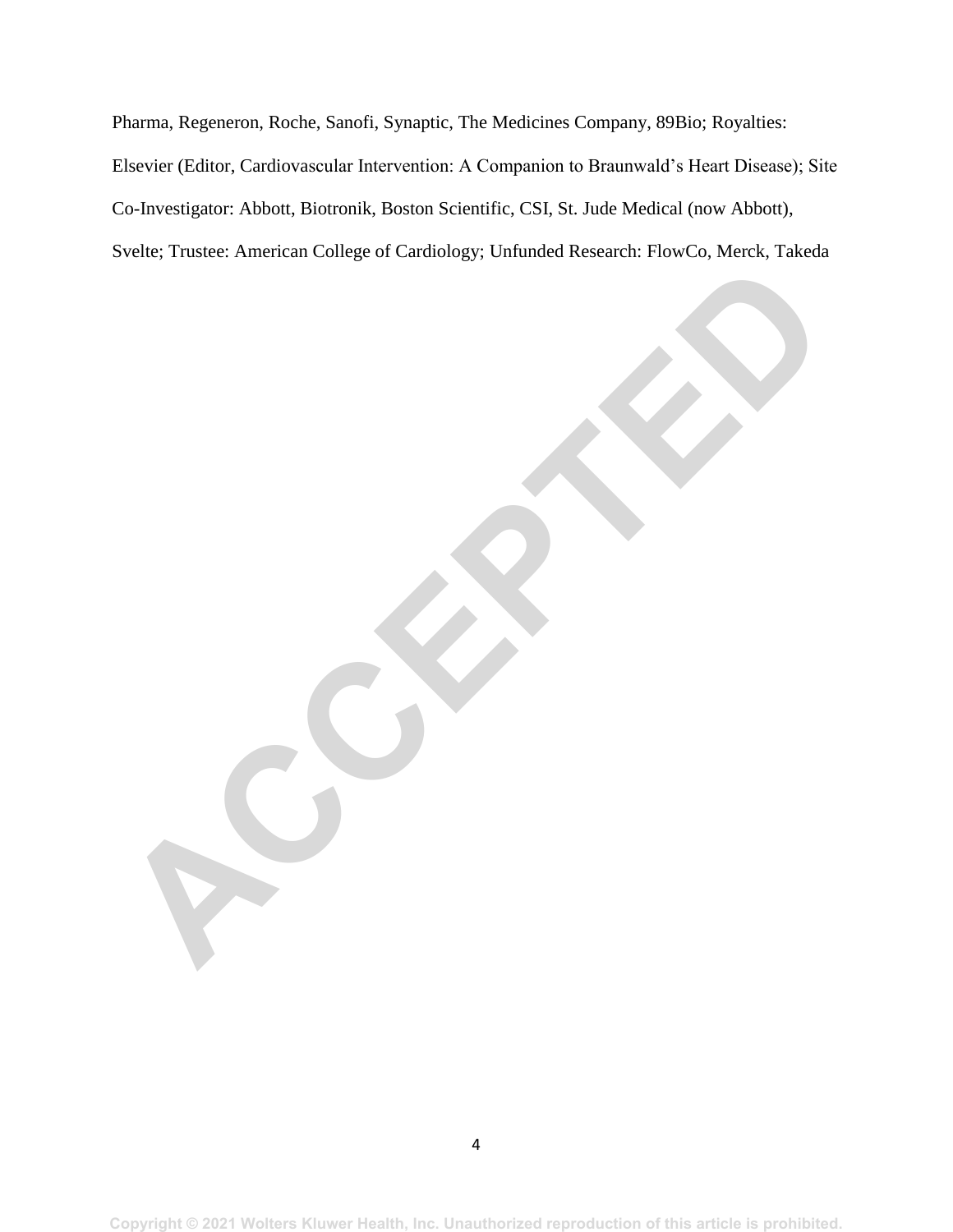Pharma, Regeneron, Roche, Sanofi, Synaptic, The Medicines Company, 89Bio; Royalties: Elsevier (Editor, Cardiovascular Intervention: A Companion to Braunwald's Heart Disease); Site Co-Investigator: Abbott, Biotronik, Boston Scientific, CSI, St. Jude Medical (now Abbott), Svelte; Trustee: American College of Cardiology; Unfunded Research: FlowCo, Merck, Takeda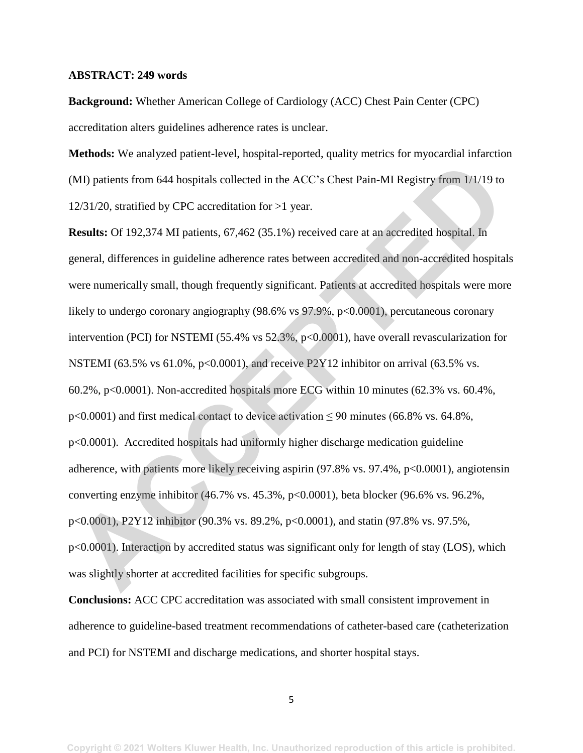**ABSTRACT: 249 words**

**Background:** Whether American College of Cardiology (ACC) Chest Pain Center (CPC) accreditation alters guidelines adherence rates is unclear.

**Methods:** We analyzed patient-level, hospital-reported, quality metrics for myocardial infarction (MI) patients from 644 hospitals collected in the ACC's Chest Pain-MI Registry from 1/1/19 to 12/31/20, stratified by CPC accreditation for >1 year.

**Results:** Of 192,374 MI patients, 67,462 (35.1%) received care at an accredited hospital. In general, differences in guideline adherence rates between accredited and non-accredited hospitals were numerically small, though frequently significant. Patients at accredited hospitals were more likely to undergo coronary angiography (98.6% vs 97.9%, $p<0.0001$), percutaneous coronary intervention (PCI) for NSTEMI (55.4% vs 52.3%, $p<0.0001$), have overall revascularization for NSTEMI (63.5% vs 61.0%, $p<0.0001$), and receive P2Y12 inhibitor on arrival (63.5% vs. 60.2%, $p<0.0001$). Non-accredited hospitals more ECG within 10 minutes (62.3% vs. 60.4%, $p<0.0001$) and first medical contact to device activation $\leq$ 90 minutes (66.8% vs. 64.8%, $p<0.0001$). Accredited hospitals had uniformly higher discharge medication guideline adherence, with patients more likely receiving aspirin (97.8% vs. 97.4%, $p<0.0001$), angiotensin converting enzyme inhibitor (46.7% vs. 45.3%, $p<0.0001$), beta blocker (96.6% vs. 96.2%, $p<0.0001$), P2Y12 inhibitor (90.3% vs. 89.2%, $p<0.0001$), and statin (97.8% vs. 97.5%, $p<0.0001$). Interaction by accredited status was significant only for length of stay (LOS), which was slightly shorter at accredited facilities for specific subgroups.

**Conclusions:** ACC CPC accreditation was associated with small consistent improvement in adherence to guideline-based treatment recommendations of catheter-based care (catheterization and PCI) for NSTEMI and discharge medications, and shorter hospital stays.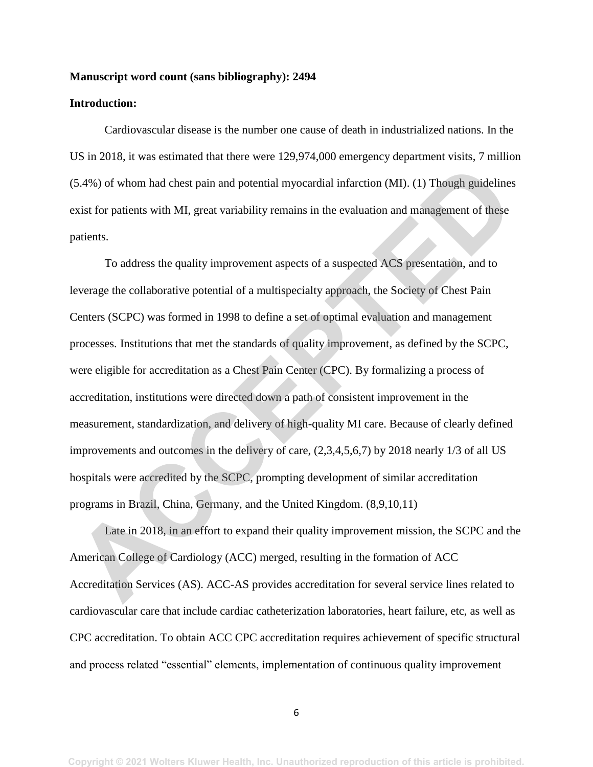**Manuscript word count (sans bibliography): 2494**

**Introduction:**

Cardiovascular disease is the number one cause of death in industrialized nations. In the US in 2018, it was estimated that there were 129,974,000 emergency department visits, 7 million (5.4%) of whom had chest pain and potential myocardial infarction (MI). (1) Though guidelines exist for patients with MI, great variability remains in the evaluation and management of these patients.

To address the quality improvement aspects of a suspected ACS presentation, and to leverage the collaborative potential of a multispecialty approach, the Society of Chest Pain Centers (SCPC) was formed in 1998 to define a set of optimal evaluation and management processes. Institutions that met the standards of quality improvement, as defined by the SCPC, were eligible for accreditation as a Chest Pain Center (CPC). By formalizing a process of accreditation, institutions were directed down a path of consistent improvement in the measurement, standardization, and delivery of high-quality MI care. Because of clearly defined improvements and outcomes in the delivery of care, (2,3,4,5,6,7) by 2018 nearly 1/3 of all US hospitals were accredited by the SCPC, prompting development of similar accreditation programs in Brazil, China, Germany, and the United Kingdom. (8,9,10,11)

Late in 2018, in an effort to expand their quality improvement mission, the SCPC and the American College of Cardiology (ACC) merged, resulting in the formation of ACC Accreditation Services (AS). ACC-AS provides accreditation for several service lines related to cardiovascular care that include cardiac catheterization laboratories, heart failure, etc, as well as CPC accreditation. To obtain ACC CPC accreditation requires achievement of specific structural and process related "essential" elements, implementation of continuous quality improvement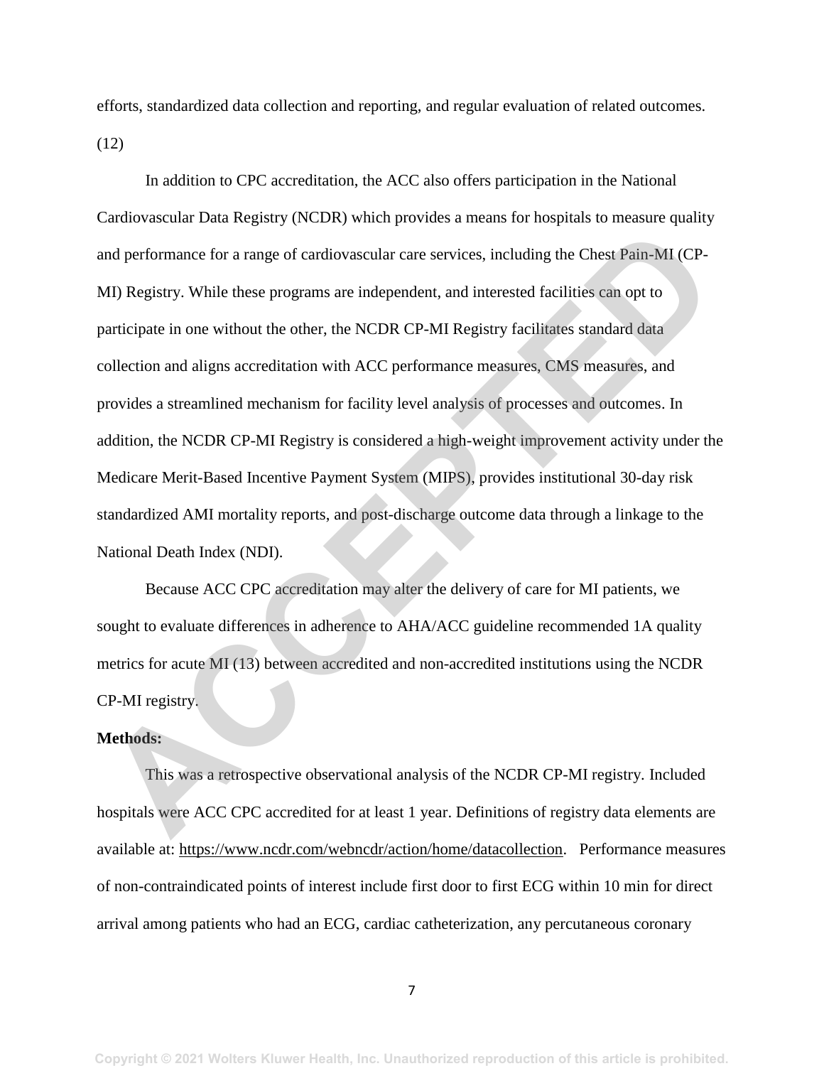efforts, standardized data collection and reporting, and regular evaluation of related outcomes. (12)

In addition to CPC accreditation, the ACC also offers participation in the National Cardiovascular Data Registry (NCDR) which provides a means for hospitals to measure quality and performance for a range of cardiovascular care services, including the Chest Pain-MI (CP-MI) Registry. While these programs are independent, and interested facilities can opt to participate in one without the other, the NCDR CP-MI Registry facilitates standard data collection and aligns accreditation with ACC performance measures, CMS measures, and provides a streamlined mechanism for facility level analysis of processes and outcomes. In addition, the NCDR CP-MI Registry is considered a high-weight improvement activity under the Medicare Merit-Based Incentive Payment System (MIPS), provides institutional 30-day risk standardized AMI mortality reports, and post-discharge outcome data through a linkage to the National Death Index (NDI).

Because ACC CPC accreditation may alter the delivery of care for MI patients, we sought to evaluate differences in adherence to AHA/ACC guideline recommended 1A quality metrics for acute MI (13) between accredited and non-accredited institutions using the NCDR CP-MI registry.

**Methods:**

This was a retrospective observational analysis of the NCDR CP-MI registry. Included hospitals were ACC CPC accredited for at least 1 year. Definitions of registry data elements are available at: https://www.ncdr.com/webncdr/action/home/datacollection. Performance measures of non-contraindicated points of interest include first door to first ECG within 10 min for direct arrival among patients who had an ECG, cardiac catheterization, any percutaneous coronary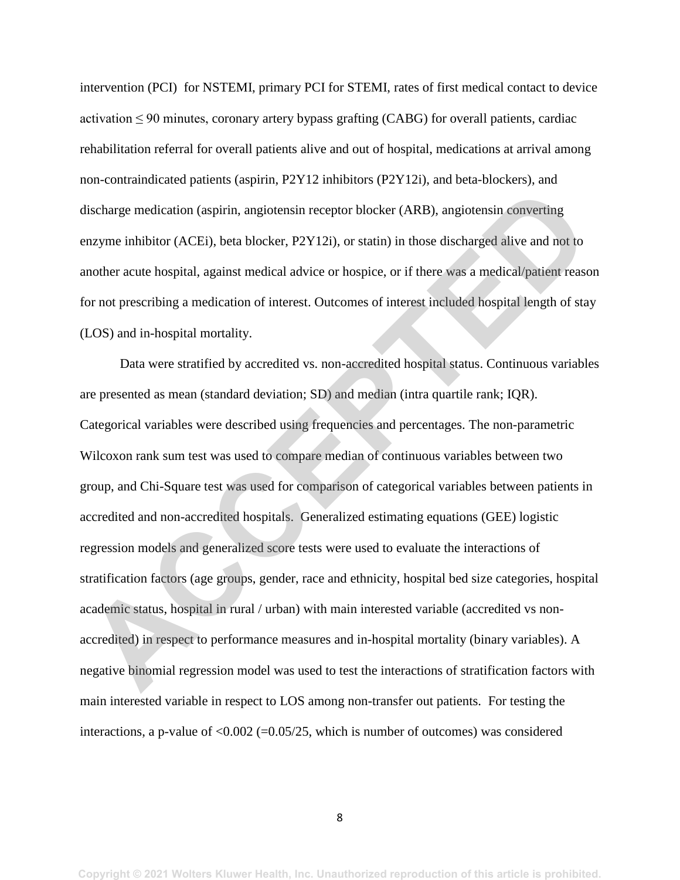intervention (PCI) for NSTEMI, primary PCI for STEMI, rates of first medical contact to device activation ≤ 90 minutes, coronary artery bypass grafting (CABG) for overall patients, cardiac rehabilitation referral for overall patients alive and out of hospital, medications at arrival among non-contraindicated patients (aspirin, P2Y12 inhibitors (P2Y12i), and beta-blockers), and discharge medication (aspirin, angiotensin receptor blocker (ARB), angiotensin converting enzyme inhibitor (ACEi), beta blocker, P2Y12i), or statin) in those discharged alive and not to another acute hospital, against medical advice or hospice, or if there was a medical/patient reason for not prescribing a medication of interest. Outcomes of interest included hospital length of stay (LOS) and in-hospital mortality.

Data were stratified by accredited vs. non-accredited hospital status. Continuous variables are presented as mean (standard deviation; SD) and median (intra quartile rank; IQR). Categorical variables were described using frequencies and percentages. The non-parametric Wilcoxon rank sum test was used to compare median of continuous variables between two group, and Chi-Square test was used for comparison of categorical variables between patients in accredited and non-accredited hospitals. Generalized estimating equations (GEE) logistic regression models and generalized score tests were used to evaluate the interactions of stratification factors (age groups, gender, race and ethnicity, hospital bed size categories, hospital academic status, hospital in rural / urban) with main interested variable (accredited vs non-accredited) in respect to performance measures and in-hospital mortality (binary variables). A negative binomial regression model was used to test the interactions of stratification factors with main interested variable in respect to LOS among non-transfer out patients. For testing the interactions, a p-value of <0.002 (=0.05/25, which is number of outcomes) was considered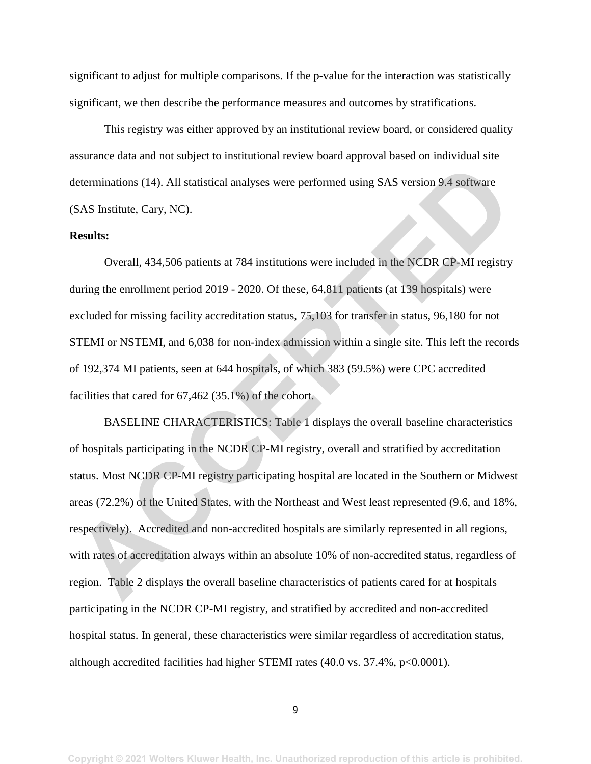significant to adjust for multiple comparisons. If the p-value for the interaction was statistically significant, we then describe the performance measures and outcomes by stratifications.

This registry was either approved by an institutional review board, or considered quality assurance data and not subject to institutional review board approval based on individual site determinations (14). All statistical analyses were performed using SAS version 9.4 software (SAS Institute, Cary, NC).

**Results:**

Overall, 434,506 patients at 784 institutions were included in the NCDR CP-MI registry during the enrollment period 2019 - 2020. Of these, 64,811 patients (at 139 hospitals) were excluded for missing facility accreditation status, 75,103 for transfer in status, 96,180 for not STEMI or NSTEMI, and 6,038 for non-index admission within a single site. This left the records of 192,374 MI patients, seen at 644 hospitals, of which 383 (59.5%) were CPC accredited facilities that cared for 67,462 (35.1%) of the cohort.

BASELINE CHARACTERISTICS: Table 1 displays the overall baseline characteristics of hospitals participating in the NCDR CP-MI registry, overall and stratified by accreditation status. Most NCDR CP-MI registry participating hospital are located in the Southern or Midwest areas (72.2%) of the United States, with the Northeast and West least represented (9.6, and 18%, respectively). Accredited and non-accredited hospitals are similarly represented in all regions, with rates of accreditation always within an absolute 10% of non-accredited status, regardless of region. Table 2 displays the overall baseline characteristics of patients cared for at hospitals participating in the NCDR CP-MI registry, and stratified by accredited and non-accredited hospital status. In general, these characteristics were similar regardless of accreditation status, although accredited facilities had higher STEMI rates (40.0 vs. 37.4%, $p<0.0001$).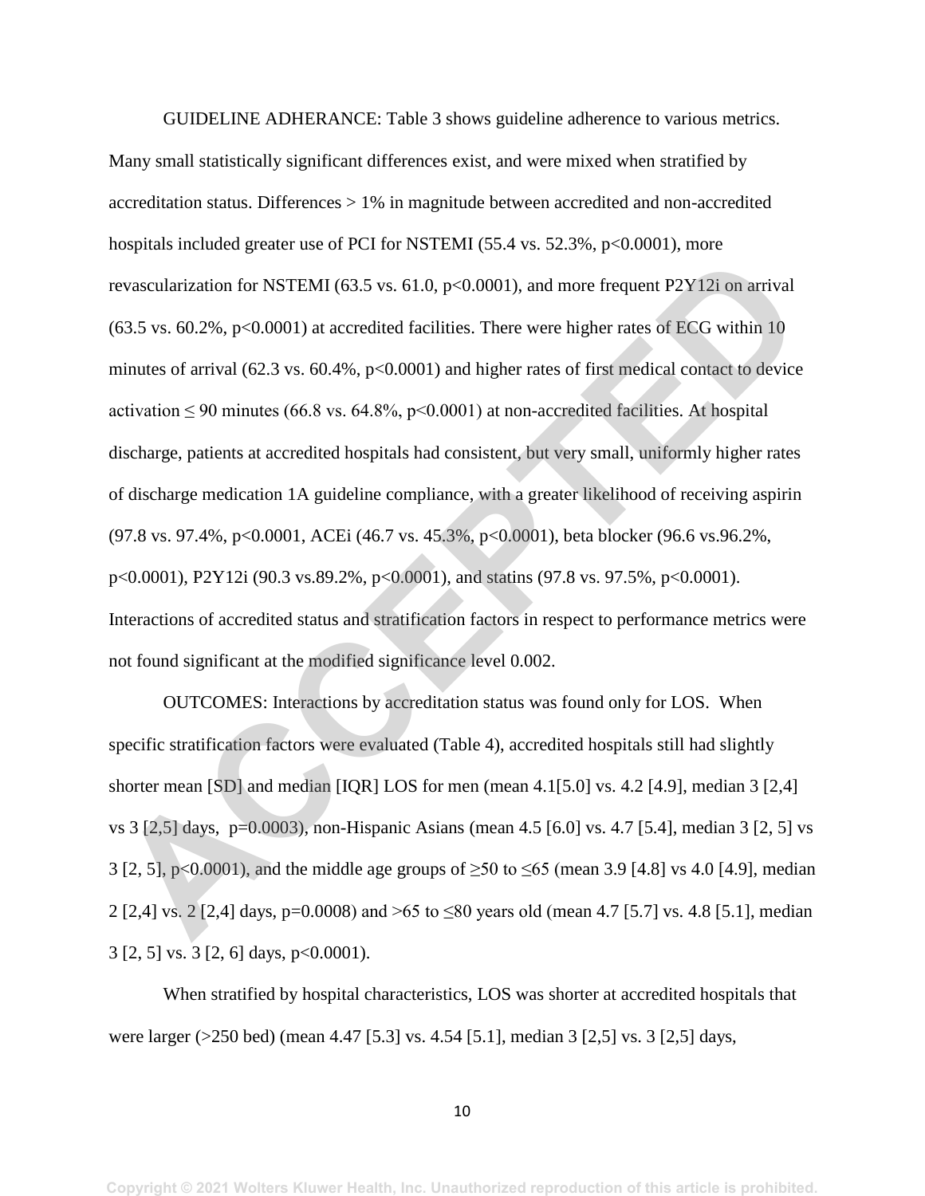GUIDELINE ADHERANCE: Table 3 shows guideline adherence to various metrics. Many small statistically significant differences exist, and were mixed when stratified by accreditation status. Differences > 1% in magnitude between accredited and non-accredited hospitals included greater use of PCI for NSTEMI (55.4 vs. 52.3%, $p<0.0001$), more revascularization for NSTEMI (63.5 vs. 61.0, $p<0.0001$), and more frequent P2Y12i on arrival (63.5 vs. 60.2%, $p<0.0001$) at accredited facilities. There were higher rates of ECG within 10 minutes of arrival (62.3 vs. 60.4%, $p<0.0001$) and higher rates of first medical contact to device activation $\leq$ 90 minutes (66.8 vs. 64.8%, $p<0.0001$) at non-accredited facilities. At hospital discharge, patients at accredited hospitals had consistent, but very small, uniformly higher rates of discharge medication 1A guideline compliance, with a greater likelihood of receiving aspirin (97.8 vs. 97.4%, $p<0.0001$, ACEi (46.7 vs. 45.3%, $p<0.0001$), beta blocker (96.6 vs.96.2%, $p<0.0001$), P2Y12i (90.3 vs.89.2%, $p<0.0001$), and statins (97.8 vs. 97.5%, $p<0.0001$). Interactions of accredited status and stratification factors in respect to performance metrics were not found significant at the modified significance level 0.002.

OUTCOMES: Interactions by accreditation status was found only for LOS. When specific stratification factors were evaluated (Table 4), accredited hospitals still had slightly shorter mean [SD] and median [IQR] LOS for men (mean 4.1[5.0] vs. 4.2 [4.9], median 3 [2,4] vs 3 [2,5] days, $p=0.0003$), non-Hispanic Asians (mean 4.5 [6.0] vs. 4.7 [5.4], median 3 [2, 5] vs 3 [2, 5], $p<0.0001$), and the middle age groups of $\geq$50 to $\leq$65 (mean 3.9 [4.8] vs 4.0 [4.9], median 2 [2,4] vs. 2 [2,4] days, $p=0.0008$) and >65 to $\leq$80 years old (mean 4.7 [5.7] vs. 4.8 [5.1], median 3 [2, 5] vs. 3 [2, 6] days, $p<0.0001$).

When stratified by hospital characteristics, LOS was shorter at accredited hospitals that were larger (>250 bed) (mean 4.47 [5.3] vs. 4.54 [5.1], median 3 [2,5] vs. 3 [2,5] days,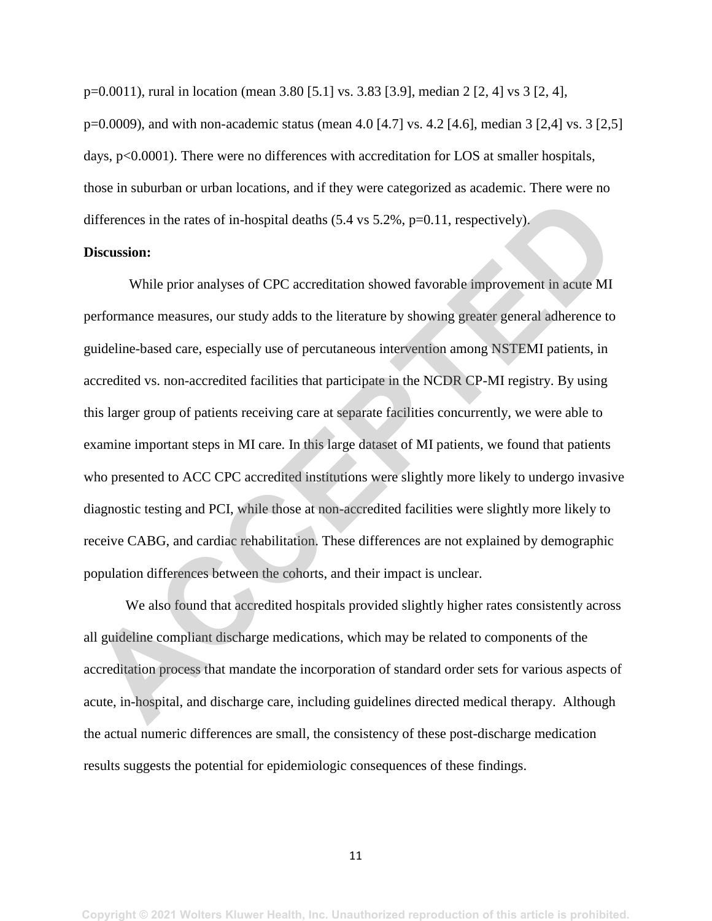p=0.0011), rural in location (mean 3.80 [5.1] vs. 3.83 [3.9], median 2 [2, 4] vs 3 [2, 4], p=0.0009), and with non-academic status (mean 4.0 [4.7] vs. 4.2 [4.6], median 3 [2,4] vs. 3 [2,5] days, p<0.0001). There were no differences with accreditation for LOS at smaller hospitals, those in suburban or urban locations, and if they were categorized as academic. There were no differences in the rates of in-hospital deaths (5.4 vs 5.2%, p=0.11, respectively).

**Discussion:**

While prior analyses of CPC accreditation showed favorable improvement in acute MI performance measures, our study adds to the literature by showing greater general adherence to guideline-based care, especially use of percutaneous intervention among NSTEMI patients, in accredited vs. non-accredited facilities that participate in the NCDR CP-MI registry. By using this larger group of patients receiving care at separate facilities concurrently, we were able to examine important steps in MI care. In this large dataset of MI patients, we found that patients who presented to ACC CPC accredited institutions were slightly more likely to undergo invasive diagnostic testing and PCI, while those at non-accredited facilities were slightly more likely to receive CABG, and cardiac rehabilitation. These differences are not explained by demographic population differences between the cohorts, and their impact is unclear.

We also found that accredited hospitals provided slightly higher rates consistently across all guideline compliant discharge medications, which may be related to components of the accreditation process that mandate the incorporation of standard order sets for various aspects of acute, in-hospital, and discharge care, including guidelines directed medical therapy. Although the actual numeric differences are small, the consistency of these post-discharge medication results suggests the potential for epidemiologic consequences of these findings.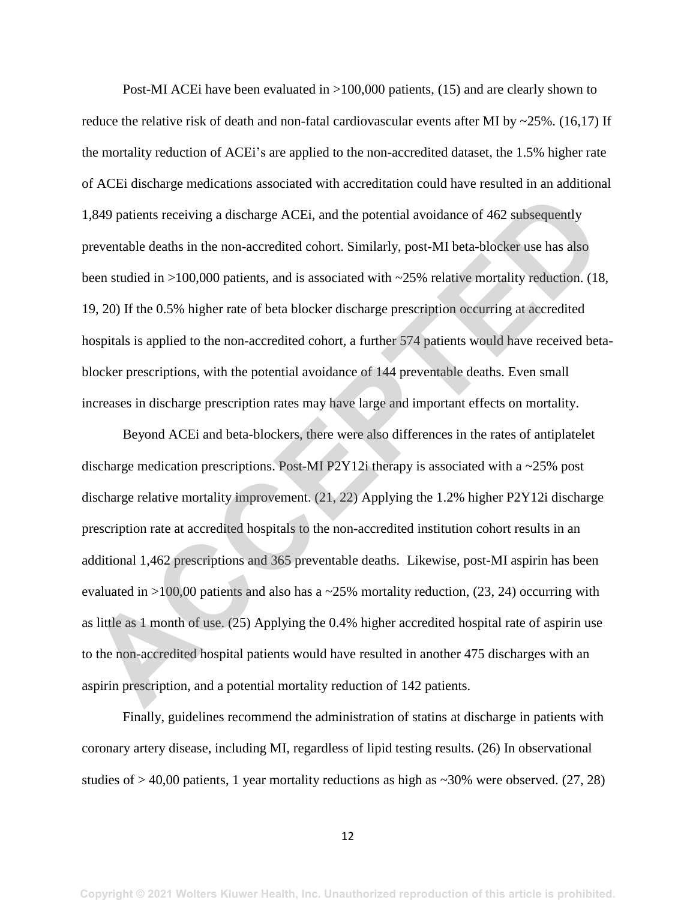Post-MI ACEi have been evaluated in >100,000 patients, (15) and are clearly shown to reduce the relative risk of death and non-fatal cardiovascular events after MI by ~25%. (16,17) If the mortality reduction of ACEi's are applied to the non-accredited dataset, the 1.5% higher rate of ACEi discharge medications associated with accreditation could have resulted in an additional 1,849 patients receiving a discharge ACEi, and the potential avoidance of 462 subsequently preventable deaths in the non-accredited cohort. Similarly, post-MI beta-blocker use has also been studied in >100,000 patients, and is associated with ~25% relative mortality reduction. (18, 19, 20) If the 0.5% higher rate of beta blocker discharge prescription occurring at accredited hospitals is applied to the non-accredited cohort, a further 574 patients would have received beta-blocker prescriptions, with the potential avoidance of 144 preventable deaths. Even small increases in discharge prescription rates may have large and important effects on mortality.

Beyond ACEi and beta-blockers, there were also differences in the rates of antiplatelet discharge medication prescriptions. Post-MI P2Y12i therapy is associated with a ~25% post discharge relative mortality improvement. (21, 22) Applying the 1.2% higher P2Y12i discharge prescription rate at accredited hospitals to the non-accredited institution cohort results in an additional 1,462 prescriptions and 365 preventable deaths. Likewise, post-MI aspirin has been evaluated in >100,00 patients and also has a ~25% mortality reduction, (23, 24) occurring with as little as 1 month of use. (25) Applying the 0.4% higher accredited hospital rate of aspirin use to the non-accredited hospital patients would have resulted in another 475 discharges with an aspirin prescription, and a potential mortality reduction of 142 patients.

Finally, guidelines recommend the administration of statins at discharge in patients with coronary artery disease, including MI, regardless of lipid testing results. (26) In observational studies of > 40,00 patients, 1 year mortality reductions as high as ~30% were observed. (27, 28)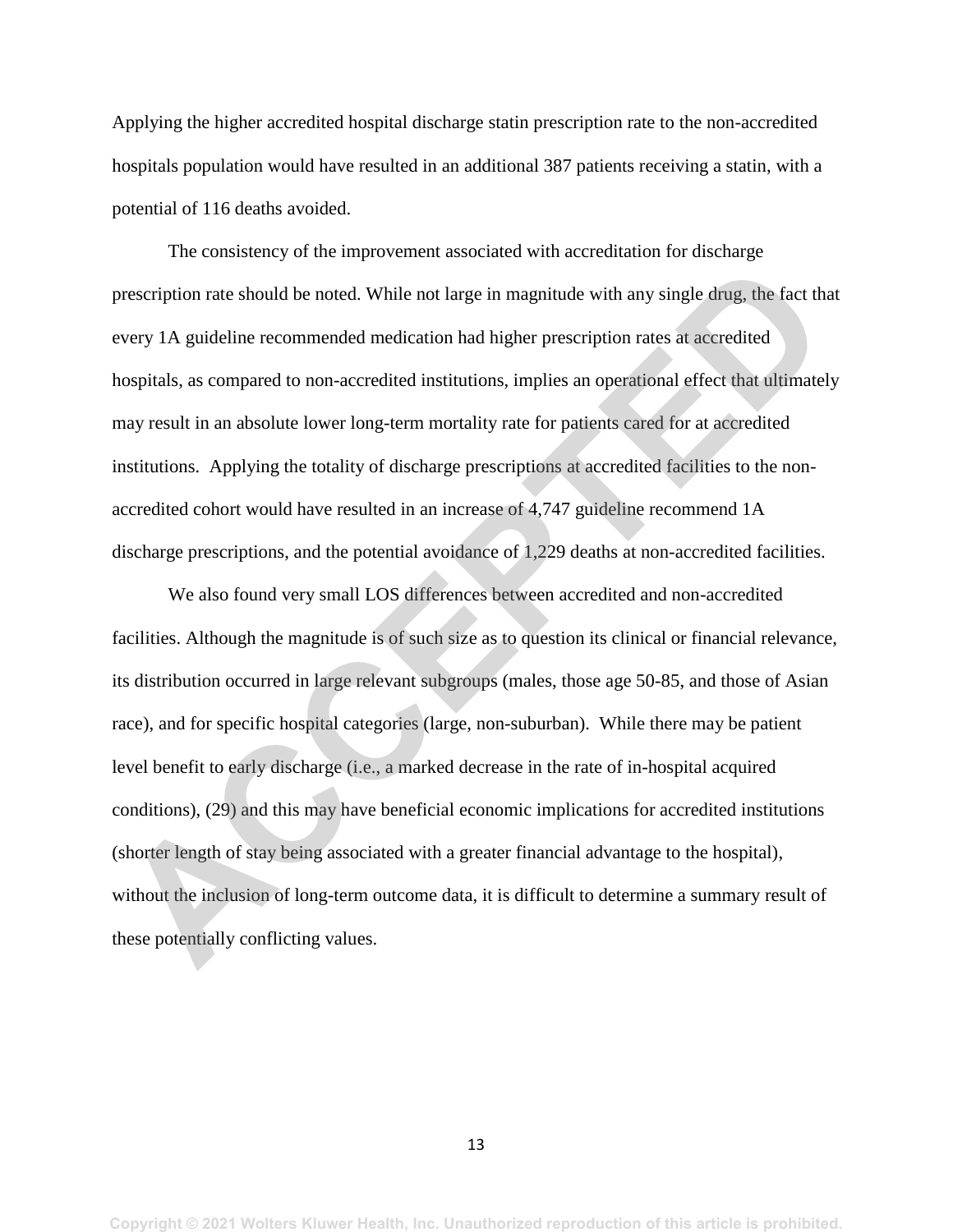Applying the higher accredited hospital discharge statin prescription rate to the non-accredited hospitals population would have resulted in an additional 387 patients receiving a statin, with a potential of 116 deaths avoided.

The consistency of the improvement associated with accreditation for discharge prescription rate should be noted. While not large in magnitude with any single drug, the fact that every 1A guideline recommended medication had higher prescription rates at accredited hospitals, as compared to non-accredited institutions, implies an operational effect that ultimately may result in an absolute lower long-term mortality rate for patients cared for at accredited institutions. Applying the totality of discharge prescriptions at accredited facilities to the non-accredited cohort would have resulted in an increase of 4,747 guideline recommend 1A discharge prescriptions, and the potential avoidance of 1,229 deaths at non-accredited facilities.

We also found very small LOS differences between accredited and non-accredited facilities. Although the magnitude is of such size as to question its clinical or financial relevance, its distribution occurred in large relevant subgroups (males, those age 50-85, and those of Asian race), and for specific hospital categories (large, non-suburban). While there may be patient level benefit to early discharge (i.e., a marked decrease in the rate of in-hospital acquired conditions), (29) and this may have beneficial economic implications for accredited institutions (shorter length of stay being associated with a greater financial advantage to the hospital), without the inclusion of long-term outcome data, it is difficult to determine a summary result of these potentially conflicting values.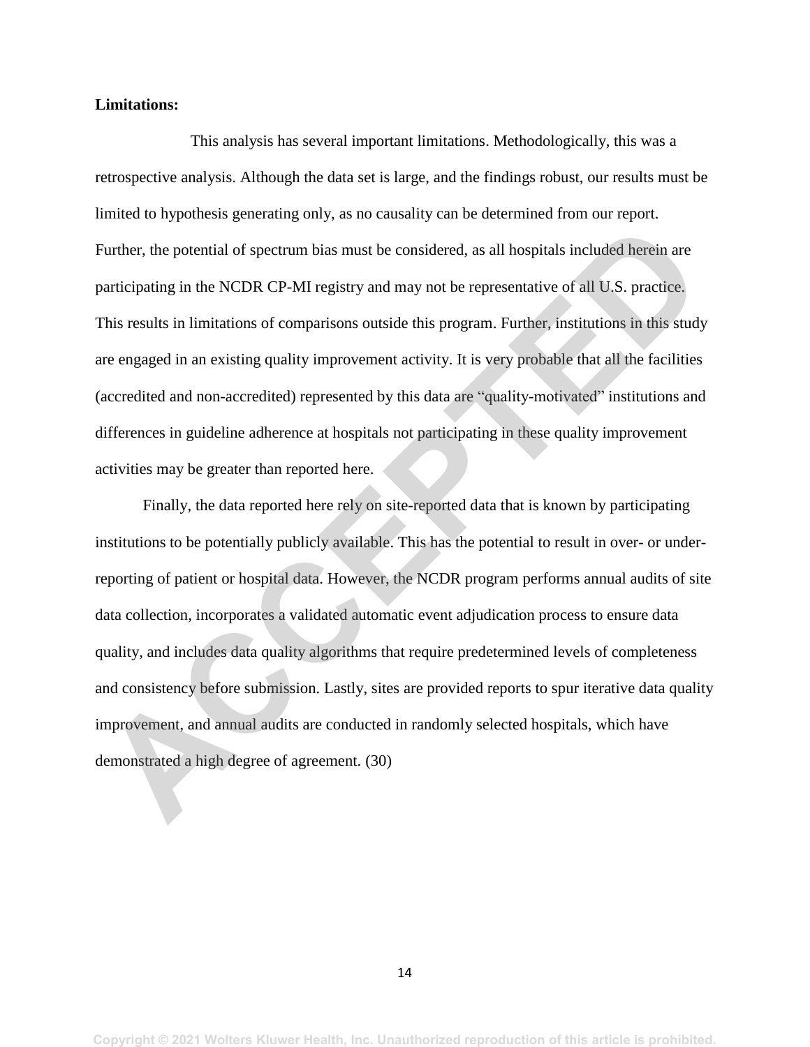**Limitations:**

This analysis has several important limitations. Methodologically, this was a retrospective analysis. Although the data set is large, and the findings robust, our results must be limited to hypothesis generating only, as no causality can be determined from our report. Further, the potential of spectrum bias must be considered, as all hospitals included herein are participating in the NCDR CP-MI registry and may not be representative of all U.S. practice. This results in limitations of comparisons outside this program. Further, institutions in this study are engaged in an existing quality improvement activity. It is very probable that all the facilities (accredited and non-accredited) represented by this data are "quality-motivated" institutions and differences in guideline adherence at hospitals not participating in these quality improvement activities may be greater than reported here.

Finally, the data reported here rely on site-reported data that is known by participating institutions to be potentially publicly available. This has the potential to result in over- or under-reporting of patient or hospital data. However, the NCDR program performs annual audits of site data collection, incorporates a validated automatic event adjudication process to ensure data quality, and includes data quality algorithms that require predetermined levels of completeness and consistency before submission. Lastly, sites are provided reports to spur iterative data quality improvement, and annual audits are conducted in randomly selected hospitals, which have demonstrated a high degree of agreement. (30)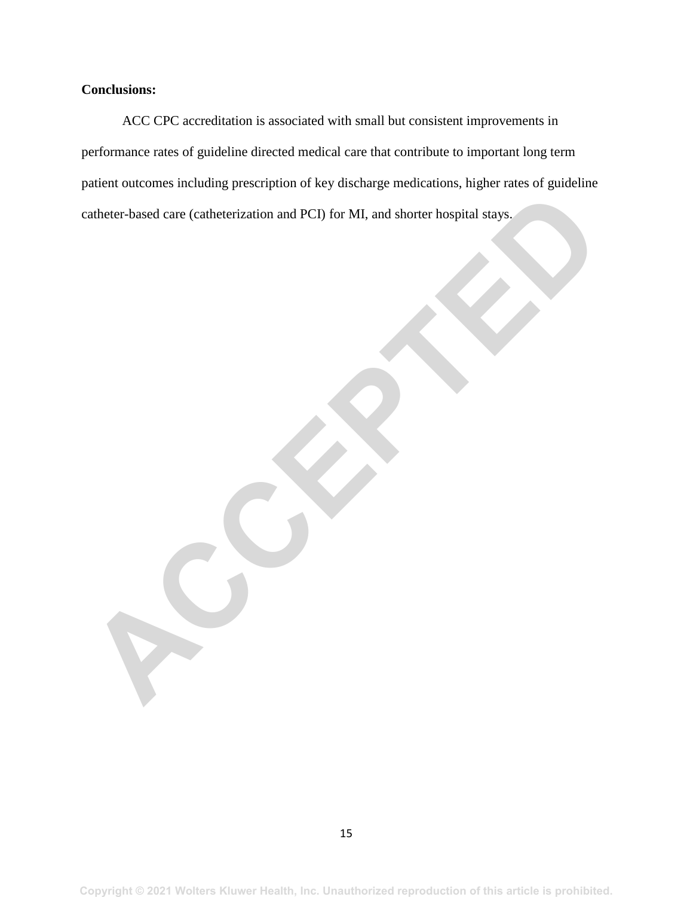**Conclusions:**

ACC CPC accreditation is associated with small but consistent improvements in performance rates of guideline directed medical care that contribute to important long term patient outcomes including prescription of key discharge medications, higher rates of guideline catheter-based care (catheterization and PCI) for MI, and shorter hospital stays.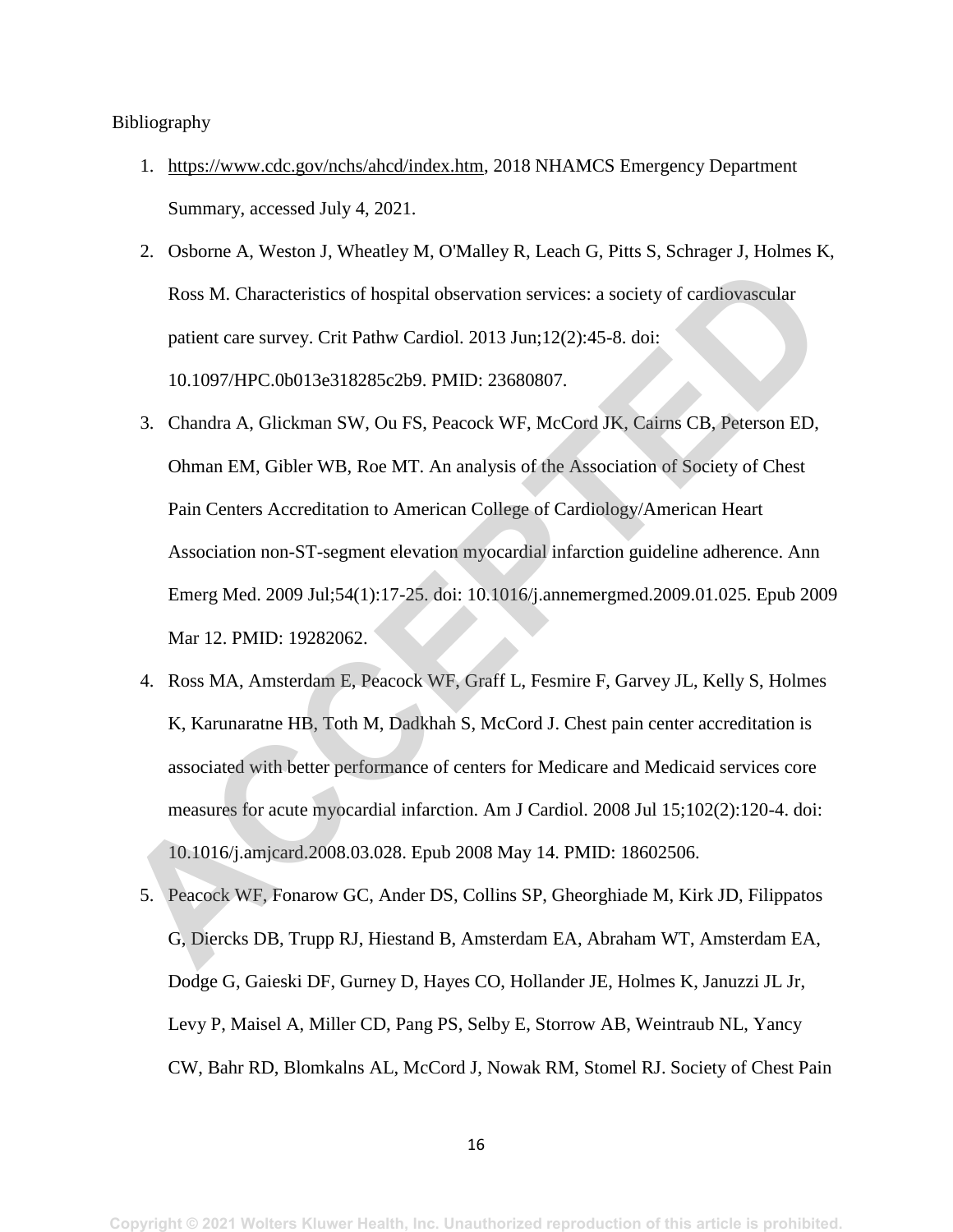Bibliography

1. https://www.cdc.gov/nchs/ahcd/index.htm, 2018 NHAMCS Emergency Department Summary, accessed July 4, 2021.
2. Osborne A, Weston J, Wheatley M, O'Malley R, Leach G, Pitts S, Schrager J, Holmes K, Ross M. Characteristics of hospital observation services: a society of cardiovascular patient care survey. Crit Pathw Cardiol. 2013 Jun;12(2):45-8. doi: 10.1097/HPC.0b013e318285c2b9. PMID: 23680807.
3. Chandra A, Glickman SW, Ou FS, Peacock WF, McCord JK, Cairns CB, Peterson ED, Ohman EM, Gibler WB, Roe MT. An analysis of the Association of Society of Chest Pain Centers Accreditation to American College of Cardiology/American Heart Association non-ST-segment elevation myocardial infarction guideline adherence. Ann Emerg Med. 2009 Jul;54(1):17-25. doi: 10.1016/j.annemergmed.2009.01.025. Epub 2009 Mar 12. PMID: 19282062.
4. Ross MA, Amsterdam E, Peacock WF, Graff L, Fesmire F, Garvey JL, Kelly S, Holmes K, Karunaratne HB, Toth M, Dadkhah S, McCord J. Chest pain center accreditation is associated with better performance of centers for Medicare and Medicaid services core measures for acute myocardial infarction. Am J Cardiol. 2008 Jul 15;102(2):120-4. doi: 10.1016/j.amjcard.2008.03.028. Epub 2008 May 14. PMID: 18602506.
5. Peacock WF, Fonarow GC, Ander DS, Collins SP, Gheorghiade M, Kirk JD, Filippatos G, Diercks DB, Trupp RJ, Hiestand B, Amsterdam EA, Abraham WT, Amsterdam EA, Dodge G, Gaieski DF, Gurney D, Hayes CO, Hollander JE, Holmes K, Januzzi JL Jr, Levy P, Maisel A, Miller CD, Pang PS, Selby E, Storrow AB, Weintraub NL, Yancy CW, Bahr RD, Blomkalns AL, McCord J, Nowak RM, Stomel RJ. Society of Chest Pain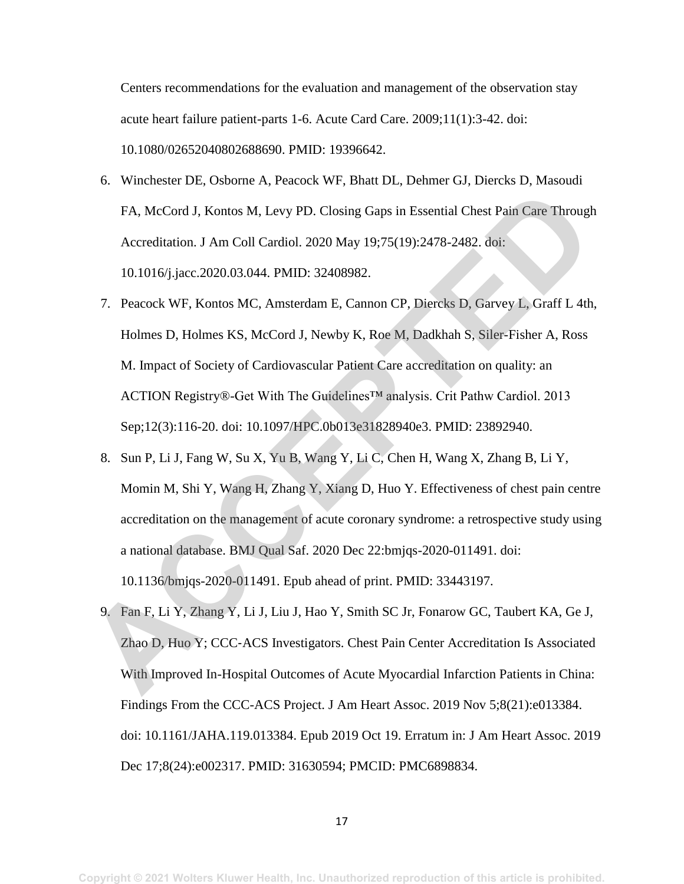Centers recommendations for the evaluation and management of the observation stay acute heart failure patient-parts 1-6. Acute Card Care. 2009;11(1):3-42. doi: 10.1080/02652040802688690. PMID: 19396642.

6. Winchester DE, Osborne A, Peacock WF, Bhatt DL, Dehmer GJ, Diercks D, Masoudi FA, McCord J, Kontos M, Levy PD. Closing Gaps in Essential Chest Pain Care Through Accreditation. J Am Coll Cardiol. 2020 May 19;75(19):2478-2482. doi: 10.1016/j.jacc.2020.03.044. PMID: 32408982.
7. Peacock WF, Kontos MC, Amsterdam E, Cannon CP, Diercks D, Garvey L, Graff L 4th, Holmes D, Holmes KS, McCord J, Newby K, Roe M, Dadkhah S, Siler-Fisher A, Ross M. Impact of Society of Cardiovascular Patient Care accreditation on quality: an ACTION Registry®-Get With The Guidelines™ analysis. Crit Pathw Cardiol. 2013 Sep;12(3):116-20. doi: 10.1097/HPC.0b013e31828940e3. PMID: 23892940.
8. Sun P, Li J, Fang W, Su X, Yu B, Wang Y, Li C, Chen H, Wang X, Zhang B, Li Y, Momin M, Shi Y, Wang H, Zhang Y, Xiang D, Huo Y. Effectiveness of chest pain centre accreditation on the management of acute coronary syndrome: a retrospective study using a national database. BMJ Qual Saf. 2020 Dec 22:bmjqs-2020-011491. doi: 10.1136/bmjqs-2020-011491. Epub ahead of print. PMID: 33443197.
9. Fan F, Li Y, Zhang Y, Li J, Liu J, Hao Y, Smith SC Jr, Fonarow GC, Taubert KA, Ge J, Zhao D, Huo Y; CCC-ACS Investigators. Chest Pain Center Accreditation Is Associated With Improved In-Hospital Outcomes of Acute Myocardial Infarction Patients in China: Findings From the CCC-ACS Project. J Am Heart Assoc. 2019 Nov 5;8(21):e013384. doi: 10.1161/JAHA.119.013384. Epub 2019 Oct 19. Erratum in: J Am Heart Assoc. 2019 Dec 17;8(24):e002317. PMID: 31630594; PMCID: PMC6898834.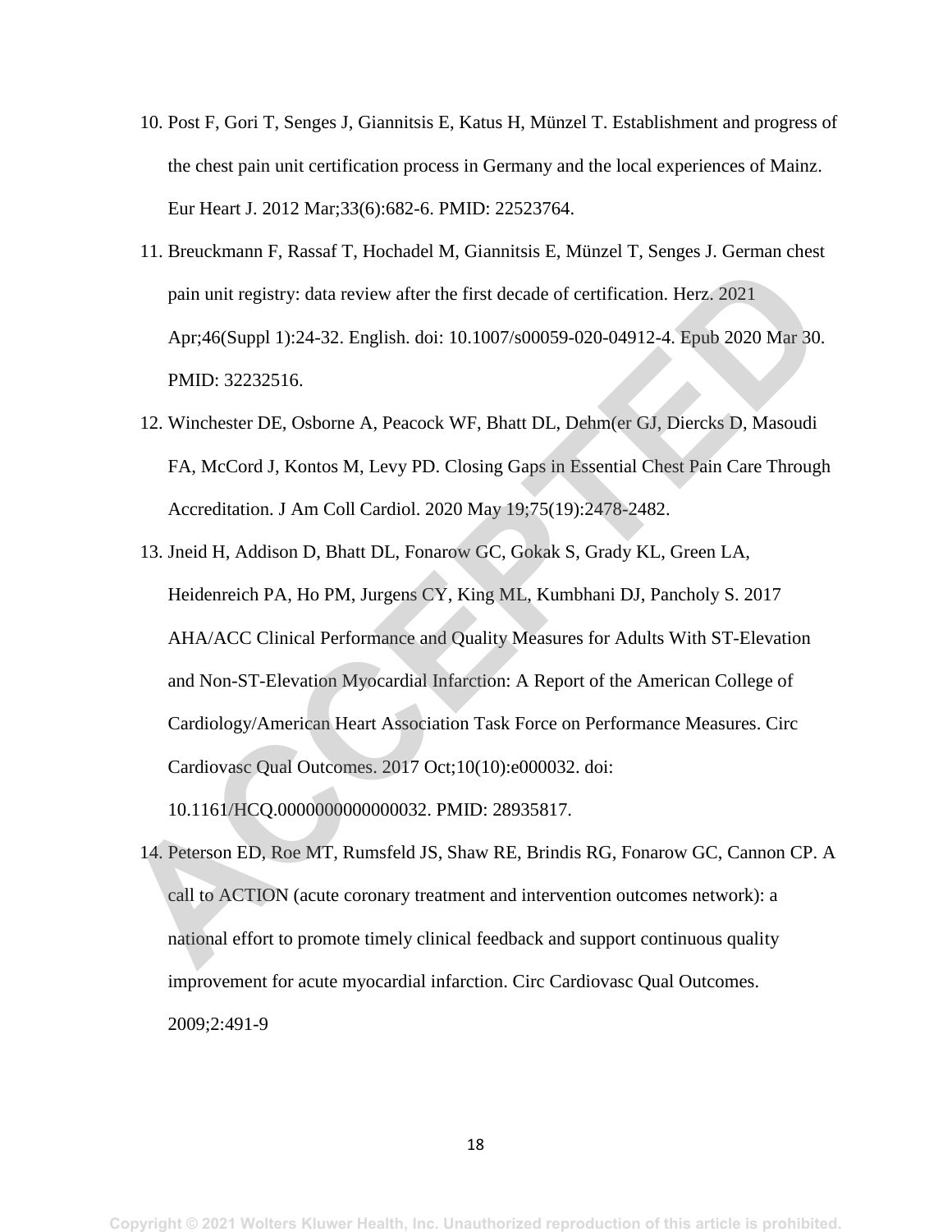10. Post F, Gori T, Senges J, Giannitsis E, Katus H, Münzel T. Establishment and progress of the chest pain unit certification process in Germany and the local experiences of Mainz. Eur Heart J. 2012 Mar;33(6):682-6. PMID: 22523764.
11. Breuckmann F, Rassaf T, Hochadel M, Giannitsis E, Münzel T, Senges J. German chest pain unit registry: data review after the first decade of certification. Herz. 2021 Apr;46(Suppl 1):24-32. English. doi: 10.1007/s00059-020-04912-4. Epub 2020 Mar 30. PMID: 32232516.
12. Winchester DE, Osborne A, Peacock WF, Bhatt DL, Dehm(er GJ, Diercks D, Masoudi FA, McCord J, Kontos M, Levy PD. Closing Gaps in Essential Chest Pain Care Through Accreditation. J Am Coll Cardiol. 2020 May 19;75(19):2478-2482.
13. Jneid H, Addison D, Bhatt DL, Fonarow GC, Gokak S, Grady KL, Green LA, Heidenreich PA, Ho PM, Jurgens CY, King ML, Kumbhani DJ, Pancholy S. 2017 AHA/ACC Clinical Performance and Quality Measures for Adults With ST-Elevation and Non-ST-Elevation Myocardial Infarction: A Report of the American College of Cardiology/American Heart Association Task Force on Performance Measures. Circ Cardiovasc Qual Outcomes. 2017 Oct;10(10):e000032. doi: 10.1161/HCQ.0000000000000032. PMID: 28935817.
14. Peterson ED, Roe MT, Rumsfeld JS, Shaw RE, Brindis RG, Fonarow GC, Cannon CP. A call to ACTION (acute coronary treatment and intervention outcomes network): a national effort to promote timely clinical feedback and support continuous quality improvement for acute myocardial infarction. Circ Cardiovasc Qual Outcomes. 2009;2:491-9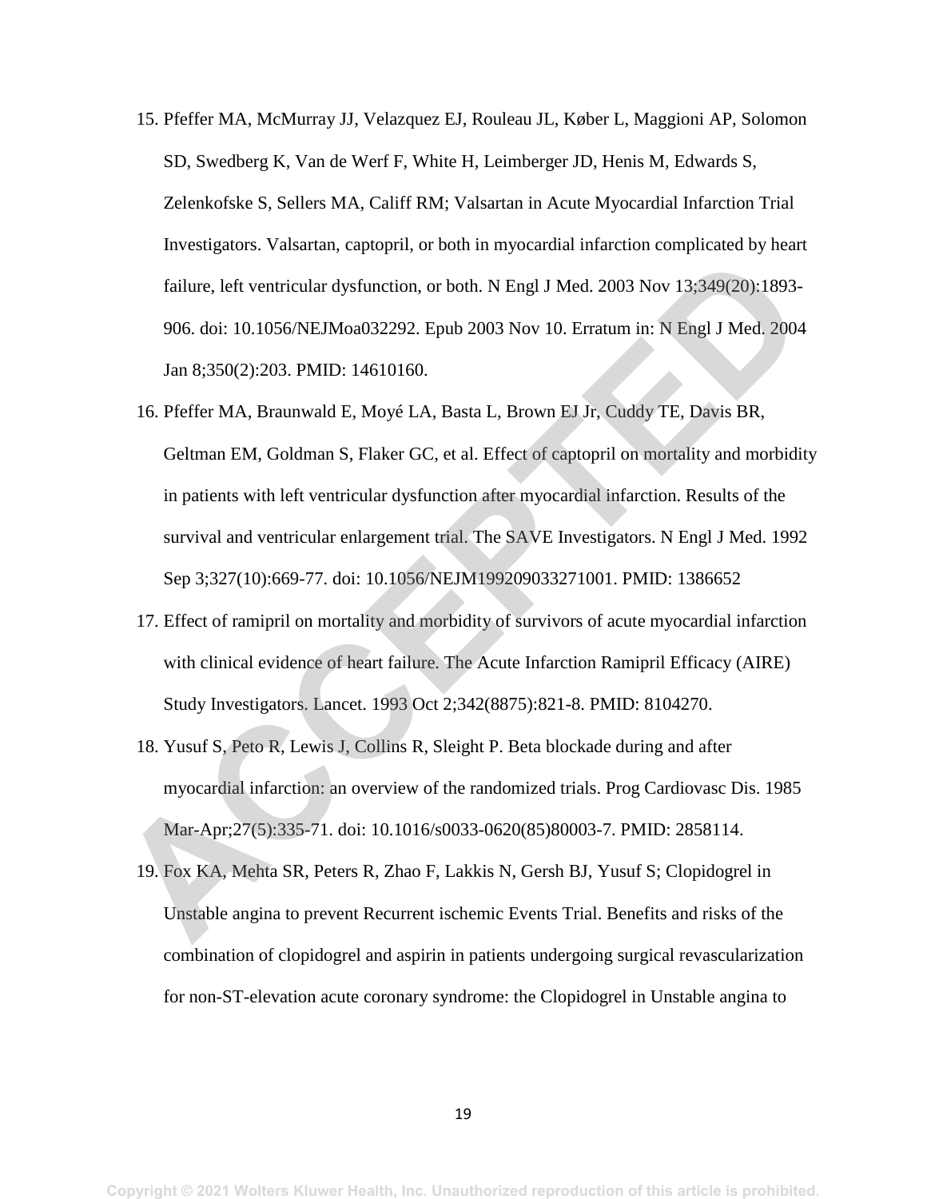15. Pfeffer MA, McMurray JJ, Velazquez EJ, Rouleau JL, Køber L, Maggioni AP, Solomon SD, Swedberg K, Van de Werf F, White H, Leimberger JD, Henis M, Edwards S, Zelenkofske S, Sellers MA, Califf RM; Valsartan in Acute Myocardial Infarction Trial Investigators. Valsartan, captopril, or both in myocardial infarction complicated by heart failure, left ventricular dysfunction, or both. N Engl J Med. 2003 Nov 13;349(20):1893-906. doi: 10.1056/NEJMoa032292. Epub 2003 Nov 10. Erratum in: N Engl J Med. 2004 Jan 8;350(2):203. PMID: 14610160.

16. Pfeffer MA, Braunwald E, Moyé LA, Basta L, Brown EJ Jr, Cuddy TE, Davis BR, Geltman EM, Goldman S, Flaker GC, et al. Effect of captopril on mortality and morbidity in patients with left ventricular dysfunction after myocardial infarction. Results of the survival and ventricular enlargement trial. The SAVE Investigators. N Engl J Med. 1992 Sep 3;327(10):669-77. doi: 10.1056/NEJM199209033271001. PMID: 1386652

17. Effect of ramipril on mortality and morbidity of survivors of acute myocardial infarction with clinical evidence of heart failure. The Acute Infarction Ramipril Efficacy (AIRE) Study Investigators. Lancet. 1993 Oct 2;342(8875):821-8. PMID: 8104270.

18. Yusuf S, Peto R, Lewis J, Collins R, Sleight P. Beta blockade during and after myocardial infarction: an overview of the randomized trials. Prog Cardiovasc Dis. 1985 Mar-Apr;27(5):335-71. doi: 10.1016/s0033-0620(85)80003-7. PMID: 2858114.

19. Fox KA, Mehta SR, Peters R, Zhao F, Lakkis N, Gersh BJ, Yusuf S; Clopidogrel in Unstable angina to prevent Recurrent ischemic Events Trial. Benefits and risks of the combination of clopidogrel and aspirin in patients undergoing surgical revascularization for non-ST-elevation acute coronary syndrome: the Clopidogrel in Unstable angina to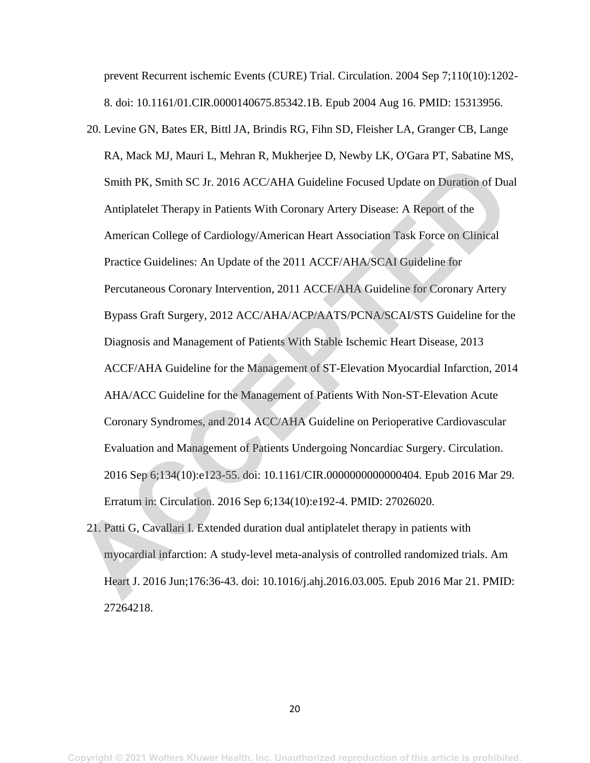prevent Recurrent ischemic Events (CURE) Trial. Circulation. 2004 Sep 7;110(10):1202-8. doi: 10.1161/01.CIR.0000140675.85342.1B. Epub 2004 Aug 16. PMID: 15313956.

20. Levine GN, Bates ER, Bittl JA, Brindis RG, Fihn SD, Fleisher LA, Granger CB, Lange RA, Mack MJ, Mauri L, Mehran R, Mukherjee D, Newby LK, O'Gara PT, Sabatine MS, Smith PK, Smith SC Jr. 2016 ACC/AHA Guideline Focused Update on Duration of Dual Antiplatelet Therapy in Patients With Coronary Artery Disease: A Report of the American College of Cardiology/American Heart Association Task Force on Clinical Practice Guidelines: An Update of the 2011 ACCF/AHA/SCAI Guideline for Percutaneous Coronary Intervention, 2011 ACCF/AHA Guideline for Coronary Artery Bypass Graft Surgery, 2012 ACC/AHA/ACP/AATS/PCNA/SCAI/STS Guideline for the Diagnosis and Management of Patients With Stable Ischemic Heart Disease, 2013 ACCF/AHA Guideline for the Management of ST-Elevation Myocardial Infarction, 2014 AHA/ACC Guideline for the Management of Patients With Non-ST-Elevation Acute Coronary Syndromes, and 2014 ACC/AHA Guideline on Perioperative Cardiovascular Evaluation and Management of Patients Undergoing Noncardiac Surgery. Circulation. 2016 Sep 6;134(10):e123-55. doi: 10.1161/CIR.0000000000000404. Epub 2016 Mar 29. Erratum in: Circulation. 2016 Sep 6;134(10):e192-4. PMID: 27026020.
21. Patti G, Cavallari I. Extended duration dual antiplatelet therapy in patients with myocardial infarction: A study-level meta-analysis of controlled randomized trials. Am Heart J. 2016 Jun;176:36-43. doi: 10.1016/j.ahj.2016.03.005. Epub 2016 Mar 21. PMID: 27264218.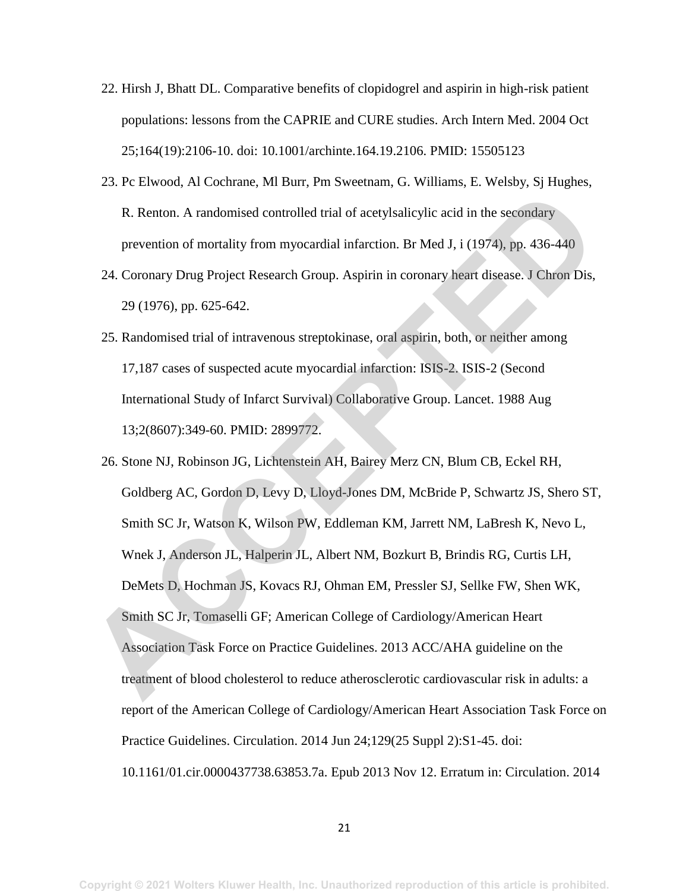22. Hirsh J, Bhatt DL. Comparative benefits of clopidogrel and aspirin in high-risk patient populations: lessons from the CAPRIE and CURE studies. Arch Intern Med. 2004 Oct 25;164(19):2106-10. doi: 10.1001/archinte.164.19.2106. PMID: 15505123
23. Pc Elwood, Al Cochrane, Ml Burr, Pm Sweetnam, G. Williams, E. Welsby, Sj Hughes, R. Renton. A randomised controlled trial of acetylsalicylic acid in the secondary prevention of mortality from myocardial infarction. Br Med J, i (1974), pp. 436-440
24. Coronary Drug Project Research Group. Aspirin in coronary heart disease. J Chron Dis, 29 (1976), pp. 625-642.
25. Randomised trial of intravenous streptokinase, oral aspirin, both, or neither among 17,187 cases of suspected acute myocardial infarction: ISIS-2. ISIS-2 (Second International Study of Infarct Survival) Collaborative Group. Lancet. 1988 Aug 13;2(8607):349-60. PMID: 2899772.
26. Stone NJ, Robinson JG, Lichtenstein AH, Bairey Merz CN, Blum CB, Eckel RH, Goldberg AC, Gordon D, Levy D, Lloyd-Jones DM, McBride P, Schwartz JS, Shero ST, Smith SC Jr, Watson K, Wilson PW, Eddleman KM, Jarrett NM, LaBresh K, Nevo L, Wnek J, Anderson JL, Halperin JL, Albert NM, Bozkurt B, Brindis RG, Curtis LH, DeMets D, Hochman JS, Kovacs RJ, Ohman EM, Pressler SJ, Sellke FW, Shen WK, Smith SC Jr, Tomaselli GF; American College of Cardiology/American Heart Association Task Force on Practice Guidelines. 2013 ACC/AHA guideline on the treatment of blood cholesterol to reduce atherosclerotic cardiovascular risk in adults: a report of the American College of Cardiology/American Heart Association Task Force on Practice Guidelines. Circulation. 2014 Jun 24;129(25 Suppl 2):S1-45. doi: 10.1161/01.cir.0000437738.63853.7a. Epub 2013 Nov 12. Erratum in: Circulation. 2014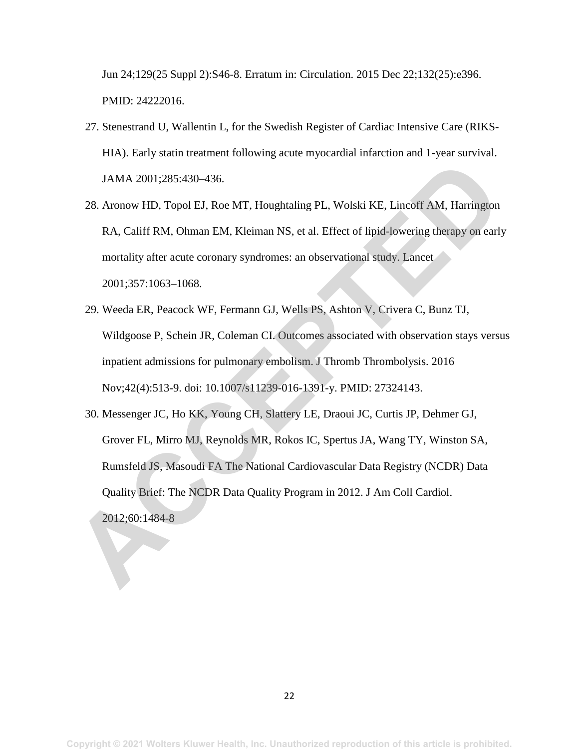Jun 24;129(25 Suppl 2):S46-8. Erratum in: Circulation. 2015 Dec 22;132(25):e396. PMID: 24222016.

27. Stenestrand U, Wallentin L, for the Swedish Register of Cardiac Intensive Care (RIKS-HIA). Early statin treatment following acute myocardial infarction and 1-year survival. JAMA 2001;285:430–436.
28. Aronow HD, Topol EJ, Roe MT, Houghtaling PL, Wolski KE, Lincoff AM, Harrington RA, Califf RM, Ohman EM, Kleiman NS, et al. Effect of lipid-lowering therapy on early mortality after acute coronary syndromes: an observational study. Lancet 2001;357:1063–1068.
29. Weeda ER, Peacock WF, Fermann GJ, Wells PS, Ashton V, Crivera C, Bunz TJ, Wildgoose P, Schein JR, Coleman CI. Outcomes associated with observation stays versus inpatient admissions for pulmonary embolism. J Thromb Thrombolysis. 2016 Nov;42(4):513-9. doi: 10.1007/s11239-016-1391-y. PMID: 27324143.
30. Messenger JC, Ho KK, Young CH, Slattery LE, Draoui JC, Curtis JP, Dehmer GJ, Grover FL, Mirro MJ, Reynolds MR, Rokos IC, Spertus JA, Wang TY, Winston SA, Rumsfeld JS, Masoudi FA The National Cardiovascular Data Registry (NCDR) Data Quality Brief: The NCDR Data Quality Program in 2012. J Am Coll Cardiol. 2012;60:1484-8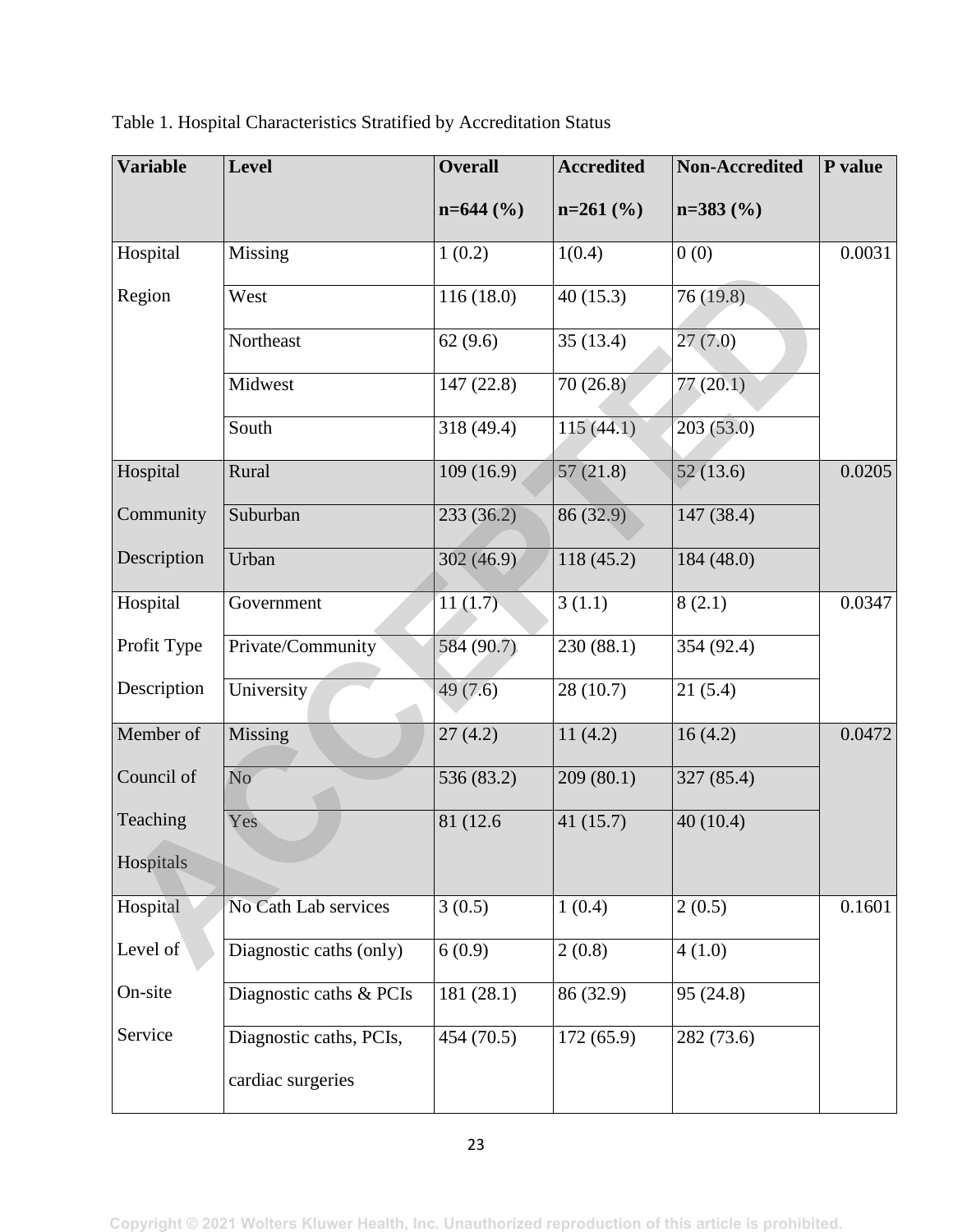Table 1. Hospital Characteristics Stratified by Accreditation Status

| Variable | Level | Overall n=644 (%) | Accredited n=261 (%) | Non-Accredited n=383 (%) | P value |
|---|---|---|---|---|---|
| Hospital Region | Missing | 1 (0.2) | 1(0.4) | 0 (0) | 0.0031 |
| | West | 116 (18.0) | 40 (15.3) | 76 (19.8) | |
| | Northeast | 62 (9.6) | 35 (13.4) | 27 (7.0) | |
| | Midwest | 147 (22.8) | 70 (26.8) | 77 (20.1) | |
| | South | 318 (49.4) | 115 (44.1) | 203 (53.0) | |
| Hospital Community Description | Rural | 109 (16.9) | 57 (21.8) | 52 (13.6) | 0.0205 |
| | Suburban | 233 (36.2) | 86 (32.9) | 147 (38.4) | |
| | Urban | 302 (46.9) | 118 (45.2) | 184 (48.0) | |
| Hospital Profit Type Description | Government | 11 (1.7) | 3 (1.1) | 8 (2.1) | 0.0347 |
| | Private/Community | 584 (90.7) | 230 (88.1) | 354 (92.4) | |
| | University | 49 (7.6) | 28 (10.7) | 21 (5.4) | |
| Member of Council of Teaching Hospitals | Missing | 27 (4.2) | 11 (4.2) | 16 (4.2) | 0.0472 |
| | No | 536 (83.2) | 209 (80.1) | 327 (85.4) | |
| | Yes | 81 (12.6 | 41 (15.7) | 40 (10.4) | |
| Hospital Level of On-site Service | No Cath Lab services | 3 (0.5) | 1 (0.4) | 2 (0.5) | 0.1601 |
| | Diagnostic caths (only) | 6 (0.9) | 2 (0.8) | 4 (1.0) | |
| | Diagnostic caths & PCIs | 181 (28.1) | 86 (32.9) | 95 (24.8) | |
| | Diagnostic caths, PCIs, cardiac surgeries | 454 (70.5) | 172 (65.9) | 282 (73.6) | |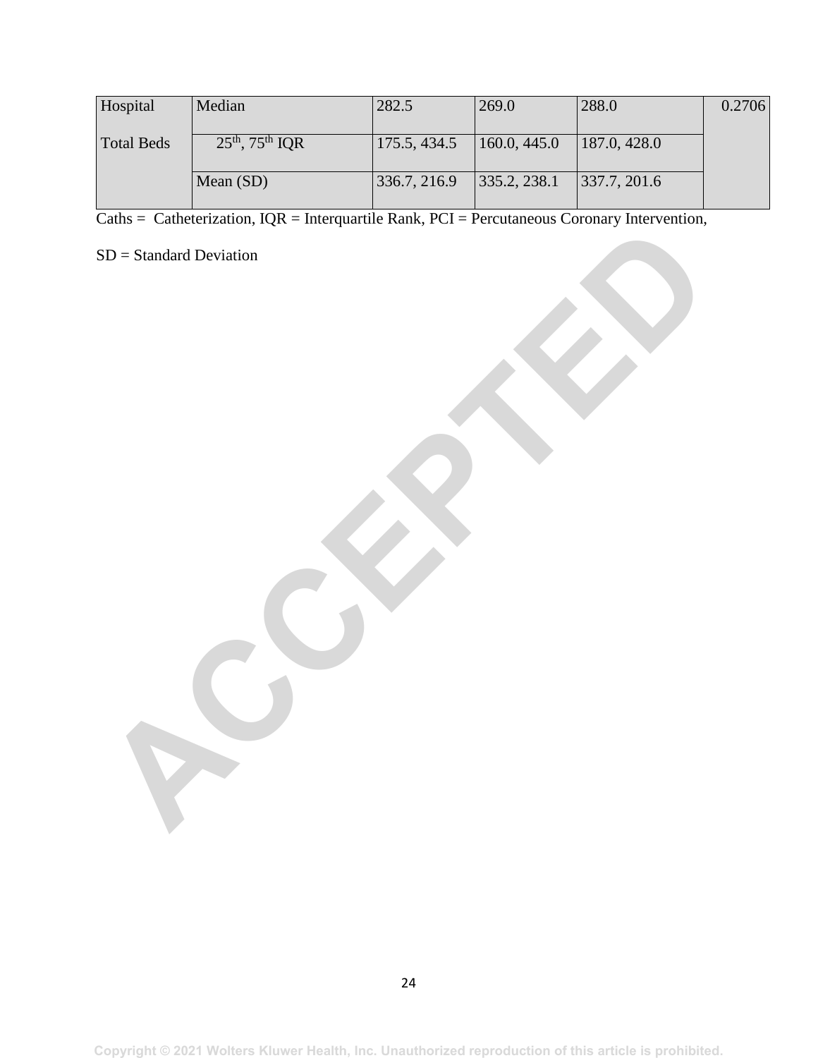| Hospital Total Beds | Median | 282.5 | 269.0 | 288.0 | 0.2706 |
|---|---|---|---|---|---|
| | 25th, 75th IQR | 175.5, 434.5 | 160.0, 445.0 | 187.0, 428.0 | |
| | Mean (SD) | 336.7, 216.9 | 335.2, 238.1 | 337.7, 201.6 | |

Caths = Catheterization, IQR = Interquartile Rank, PCI = Percutaneous Coronary Intervention,

SD = Standard Deviation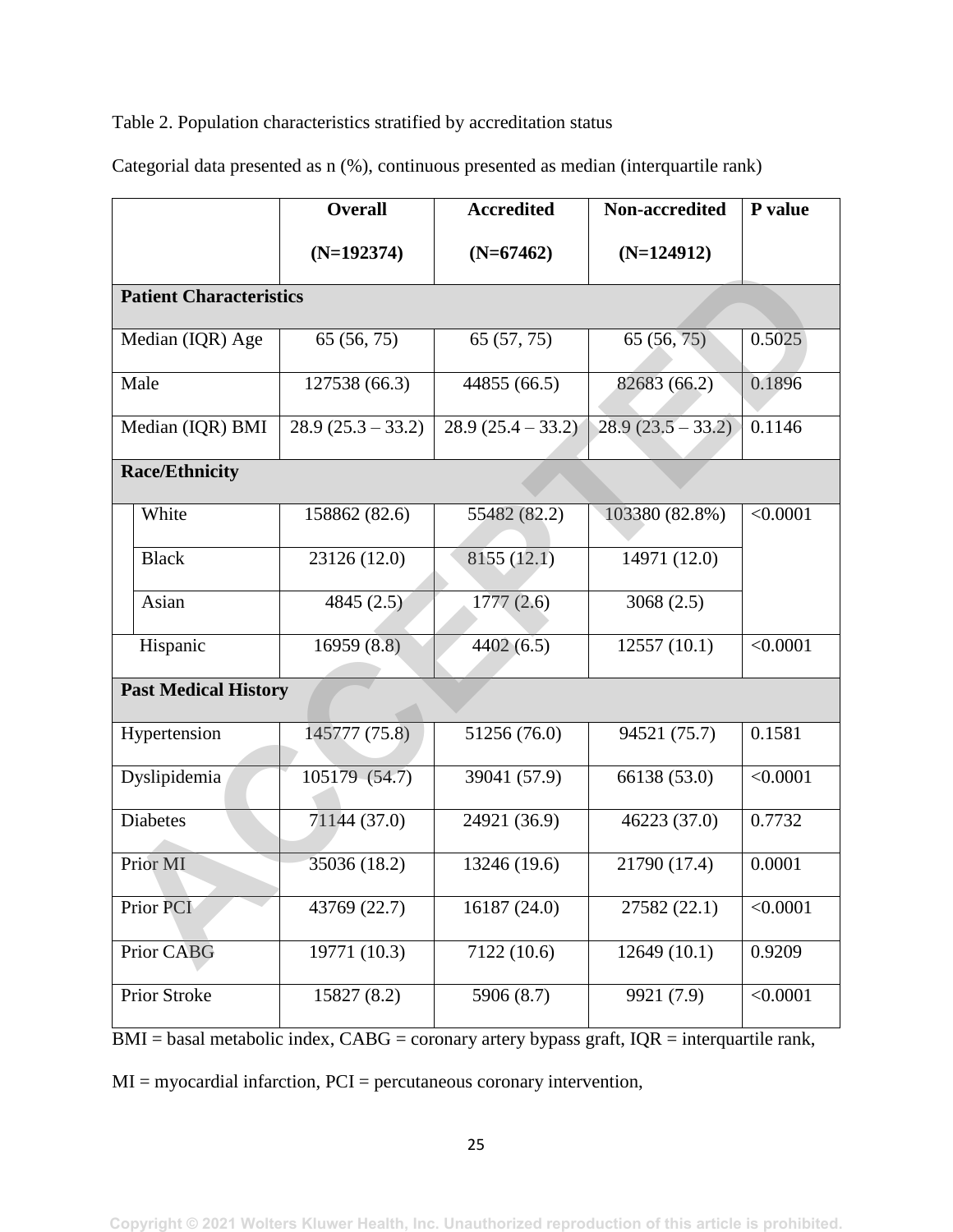Table 2. Population characteristics stratified by accreditation status

Categorial data presented as n (%), continuous presented as median (interquartile rank)

| | Overall (N=192374) | Accredited (N=67462) | Non-accredited (N=124912) | P value |
|---|---|---|---|---|
| **Patient Characteristics** | | | | |
| Median (IQR) Age | 65 (56, 75) | 65 (57, 75) | 65 (56, 75) | 0.5025 |
| Male | 127538 (66.3) | 44855 (66.5) | 82683 (66.2) | 0.1896 |
| Median (IQR) BMI | 28.9 (25.3 – 33.2) | 28.9 (25.4 – 33.2) | 28.9 (23.5 – 33.2) | 0.1146 |
| **Race/Ethnicity** | | | | |
| White | 158862 (82.6) | 55482 (82.2) | 103380 (82.8%) | <0.0001 |
| Black | 23126 (12.0) | 8155 (12.1) | 14971 (12.0) | |
| Asian | 4845 (2.5) | 1777 (2.6) | 3068 (2.5) | |
| Hispanic | 16959 (8.8) | 4402 (6.5) | 12557 (10.1) | <0.0001 |
| **Past Medical History** | | | | |
| Hypertension | 145777 (75.8) | 51256 (76.0) | 94521 (75.7) | 0.1581 |
| Dyslipidemia | 105179 (54.7) | 39041 (57.9) | 66138 (53.0) | <0.0001 |
| Diabetes | 71144 (37.0) | 24921 (36.9) | 46223 (37.0) | 0.7732 |
| Prior MI | 35036 (18.2) | 13246 (19.6) | 21790 (17.4) | 0.0001 |
| Prior PCI | 43769 (22.7) | 16187 (24.0) | 27582 (22.1) | <0.0001 |
| Prior CABG | 19771 (10.3) | 7122 (10.6) | 12649 (10.1) | 0.9209 |
| Prior Stroke | 15827 (8.2) | 5906 (8.7) | 9921 (7.9) | <0.0001 |

BMI = basal metabolic index, CABG = coronary artery bypass graft, IQR = interquartile rank,

MI = myocardial infarction, PCI = percutaneous coronary intervention,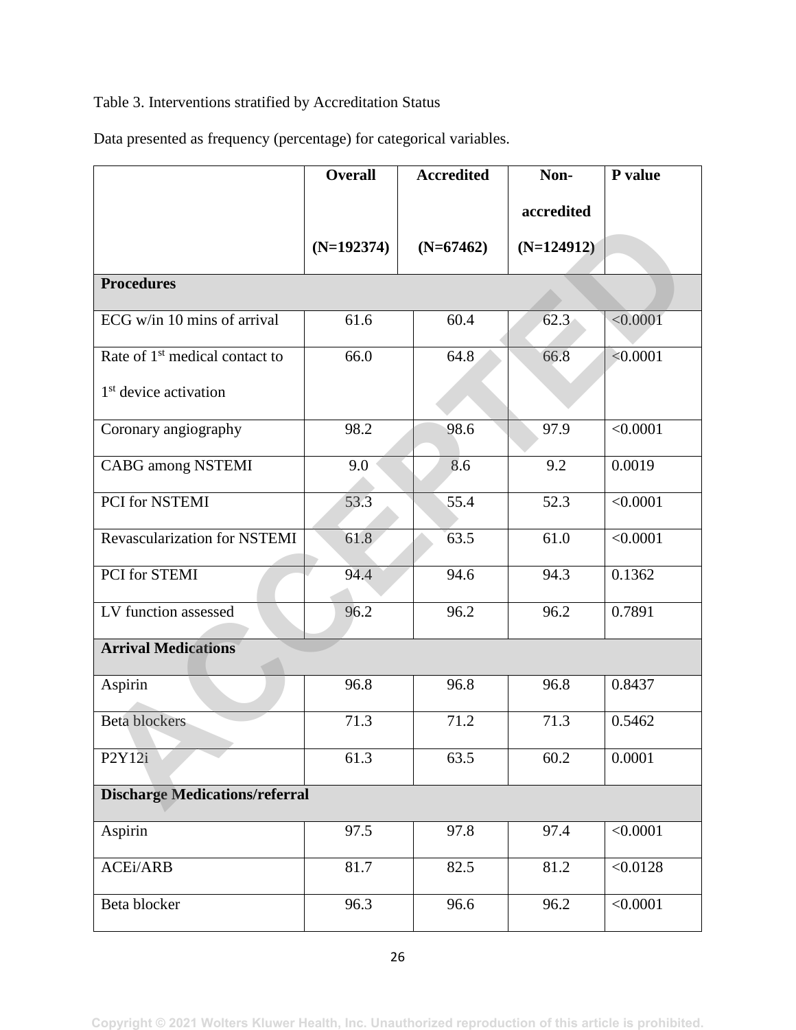Table 3. Interventions stratified by Accreditation Status

Data presented as frequency (percentage) for categorical variables.

| | Overall (N=192374) | Accredited (N=67462) | Non-accredited (N=124912) | P value |
|---|---|---|---|---|
| **Procedures** | | | | |
| ECG w/in 10 mins of arrival | 61.6 | 60.4 | 62.3 | <0.0001 |
| Rate of 1st medical contact to 1st device activation | 66.0 | 64.8 | 66.8 | <0.0001 |
| Coronary angiography | 98.2 | 98.6 | 97.9 | <0.0001 |
| CABG among NSTEMI | 9.0 | 8.6 | 9.2 | 0.0019 |
| PCI for NSTEMI | 53.3 | 55.4 | 52.3 | <0.0001 |
| Revascularization for NSTEMI | 61.8 | 63.5 | 61.0 | <0.0001 |
| PCI for STEMI | 94.4 | 94.6 | 94.3 | 0.1362 |
| LV function assessed | 96.2 | 96.2 | 96.2 | 0.7891 |
| **Arrival Medications** | | | | |
| Aspirin | 96.8 | 96.8 | 96.8 | 0.8437 |
| Beta blockers | 71.3 | 71.2 | 71.3 | 0.5462 |
| P2Y12i | 61.3 | 63.5 | 60.2 | 0.0001 |
| **Discharge Medications/referral** | | | | |
| Aspirin | 97.5 | 97.8 | 97.4 | <0.0001 |
| ACEi/ARB | 81.7 | 82.5 | 81.2 | <0.0128 |
| Beta blocker | 96.3 | 96.6 | 96.2 | <0.0001 |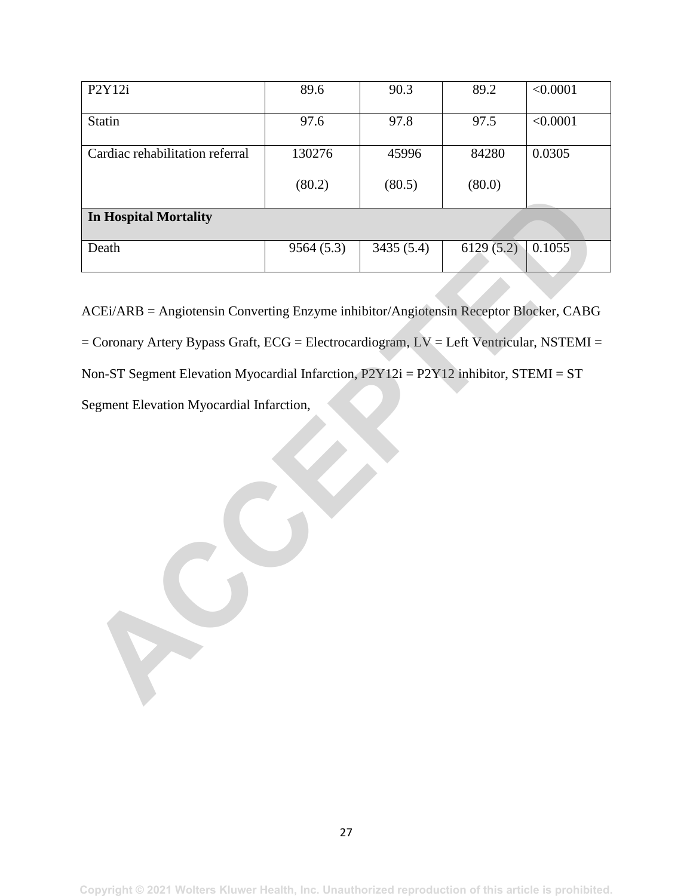| P2Y12i | 89.6 | 90.3 | 89.2 | <0.0001 |
|---|---|---|---|---|
| Statin | 97.6 | 97.8 | 97.5 | <0.0001 |
| Cardiac rehabilitation referral | 130276 (80.2) | 45996 (80.5) | 84280 (80.0) | 0.0305 |
| **In Hospital Mortality** | | | | |
| Death | 9564 (5.3) | 3435 (5.4) | 6129 (5.2) | 0.1055 |

ACEi/ARB = Angiotensin Converting Enzyme inhibitor/Angiotensin Receptor Blocker, CABG = Coronary Artery Bypass Graft, ECG = Electrocardiogram, LV = Left Ventricular, NSTEMI = Non-ST Segment Elevation Myocardial Infarction, P2Y12i = P2Y12 inhibitor, STEMI = ST Segment Elevation Myocardial Infarction,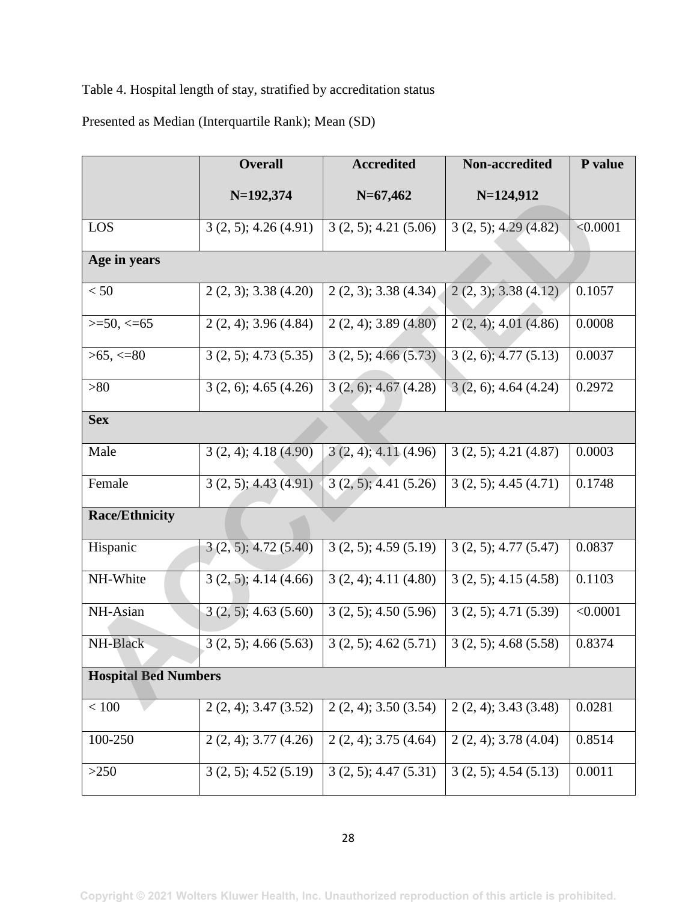Table 4. Hospital length of stay, stratified by accreditation status

Presented as Median (Interquartile Rank); Mean (SD)

| | Overall N=192,374 | Accredited N=67,462 | Non-accredited N=124,912 | P value |
|---|---|---|---|---|
| LOS | 3 (2, 5); 4.26 (4.91) | 3 (2, 5); 4.21 (5.06) | 3 (2, 5); 4.29 (4.82) | <0.0001 |
| **Age in years** | | | | |
| < 50 | 2 (2, 3); 3.38 (4.20) | 2 (2, 3); 3.38 (4.34) | 2 (2, 3); 3.38 (4.12) | 0.1057 |
| >=50, <=65 | 2 (2, 4); 3.96 (4.84) | 2 (2, 4); 3.89 (4.80) | 2 (2, 4); 4.01 (4.86) | 0.0008 |
| >65, <=80 | 3 (2, 5); 4.73 (5.35) | 3 (2, 5); 4.66 (5.73) | 3 (2, 6); 4.77 (5.13) | 0.0037 |
| >80 | 3 (2, 6); 4.65 (4.26) | 3 (2, 6); 4.67 (4.28) | 3 (2, 6); 4.64 (4.24) | 0.2972 |
| **Sex** | | | | |
| Male | 3 (2, 4); 4.18 (4.90) | 3 (2, 4); 4.11 (4.96) | 3 (2, 5); 4.21 (4.87) | 0.0003 |
| Female | 3 (2, 5); 4.43 (4.91) | 3 (2, 5); 4.41 (5.26) | 3 (2, 5); 4.45 (4.71) | 0.1748 |
| **Race/Ethnicity** | | | | |
| Hispanic | 3 (2, 5); 4.72 (5.40) | 3 (2, 5); 4.59 (5.19) | 3 (2, 5); 4.77 (5.47) | 0.0837 |
| NH-White | 3 (2, 5); 4.14 (4.66) | 3 (2, 4); 4.11 (4.80) | 3 (2, 5); 4.15 (4.58) | 0.1103 |
| NH-Asian | 3 (2, 5); 4.63 (5.60) | 3 (2, 5); 4.50 (5.96) | 3 (2, 5); 4.71 (5.39) | <0.0001 |
| NH-Black | 3 (2, 5); 4.66 (5.63) | 3 (2, 5); 4.62 (5.71) | 3 (2, 5); 4.68 (5.58) | 0.8374 |
| **Hospital Bed Numbers** | | | | |
| < 100 | 2 (2, 4); 3.47 (3.52) | 2 (2, 4); 3.50 (3.54) | 2 (2, 4); 3.43 (3.48) | 0.0281 |
| 100-250 | 2 (2, 4); 3.77 (4.26) | 2 (2, 4); 3.75 (4.64) | 2 (2, 4); 3.78 (4.04) | 0.8514 |
| >250 | 3 (2, 5); 4.52 (5.19) | 3 (2, 5); 4.47 (5.31) | 3 (2, 5); 4.54 (5.13) | 0.0011 |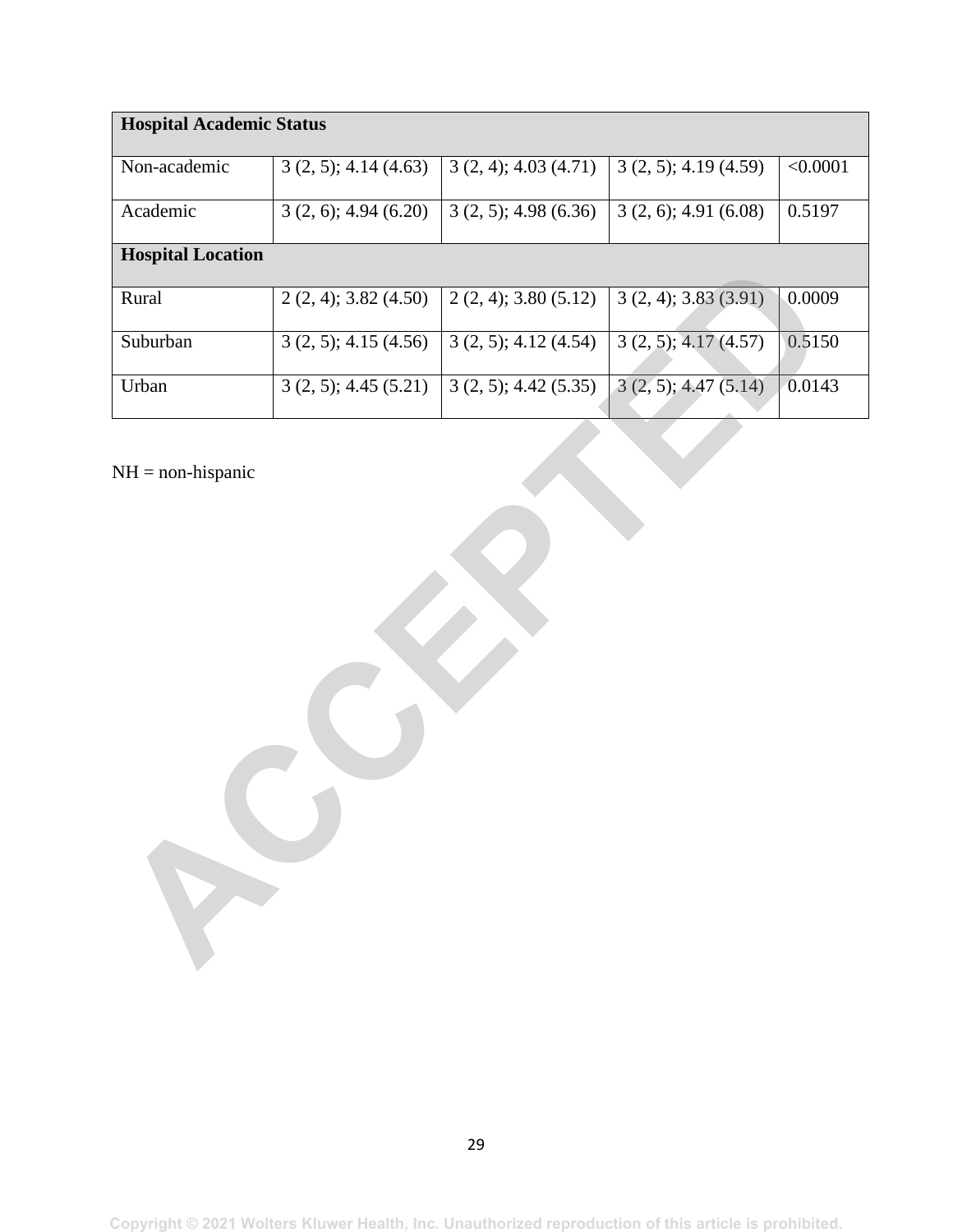| | | | | |
|---|---|---|---|---|
| **Hospital Academic Status** | | | | |
| Non-academic | 3 (2, 5); 4.14 (4.63) | 3 (2, 4); 4.03 (4.71) | 3 (2, 5); 4.19 (4.59) | <0.0001 |
| Academic | 3 (2, 6); 4.94 (6.20) | 3 (2, 5); 4.98 (6.36) | 3 (2, 6); 4.91 (6.08) | 0.5197 |
| **Hospital Location** | | | | |
| Rural | 2 (2, 4); 3.82 (4.50) | 2 (2, 4); 3.80 (5.12) | 3 (2, 4); 3.83 (3.91) | 0.0009 |
| Suburban | 3 (2, 5); 4.15 (4.56) | 3 (2, 5); 4.12 (4.54) | 3 (2, 5); 4.17 (4.57) | 0.5150 |
| Urban | 3 (2, 5); 4.45 (5.21) | 3 (2, 5); 4.42 (5.35) | 3 (2, 5); 4.47 (5.14) | 0.0143 |

NH = non-hispanic